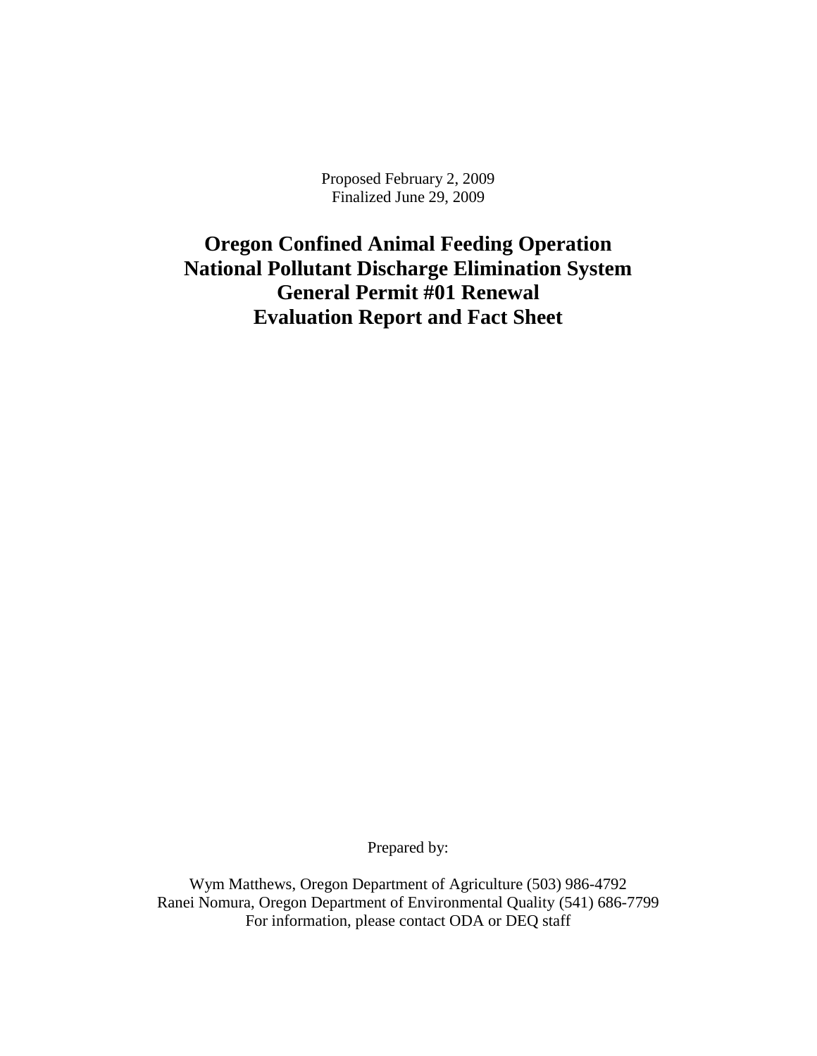Proposed February 2, 2009
Finalized June 29, 2009

# Oregon Confined Animal Feeding Operation National Pollutant Discharge Elimination System General Permit #01 Renewal Evaluation Report and Fact Sheet

Prepared by:

Wym Matthews, Oregon Department of Agriculture (503) 986-4792
Ranei Nomura, Oregon Department of Environmental Quality (541) 686-7799
For information, please contact ODA or DEQ staff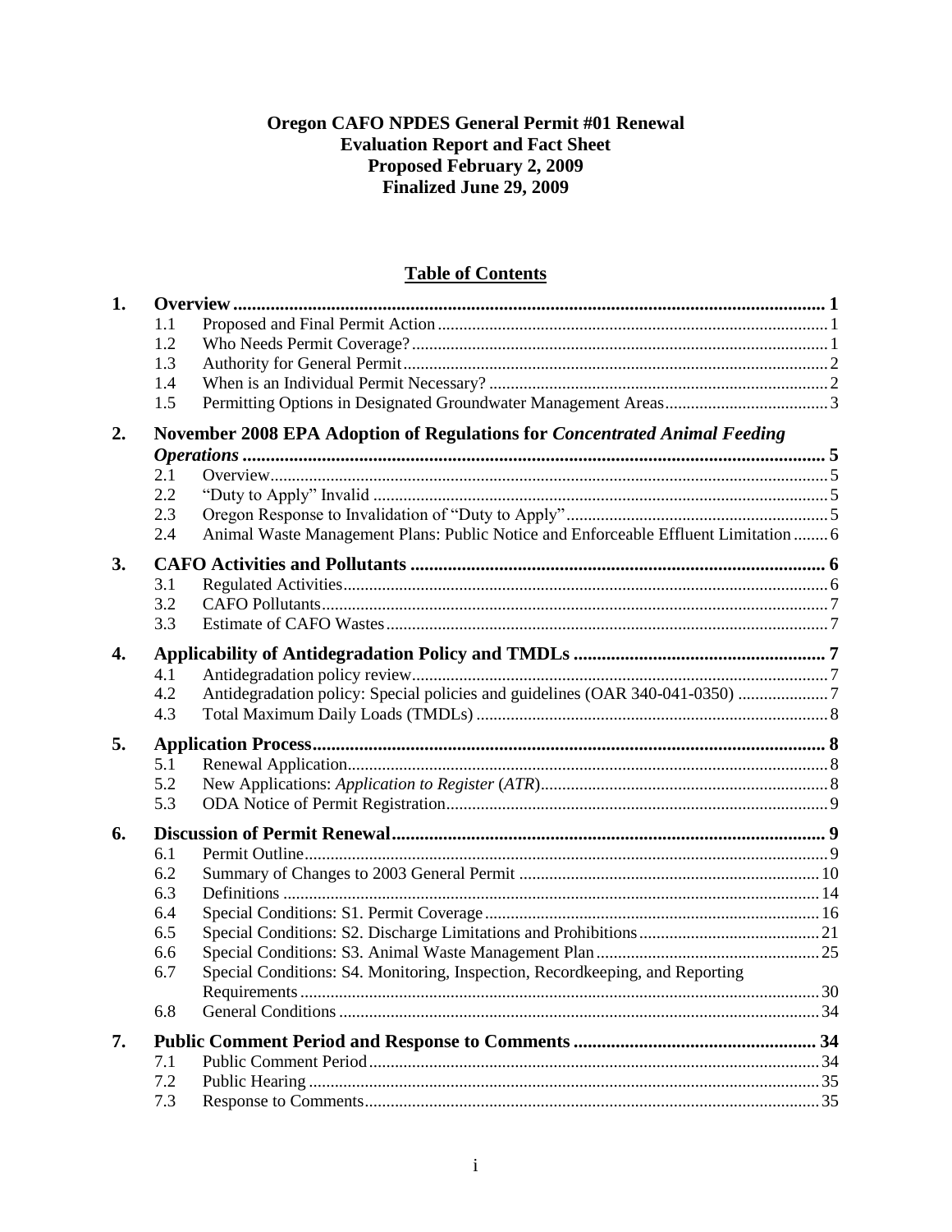# Oregon CAFO NPDES General Permit #01 Renewal
# Evaluation Report and Fact Sheet
# Proposed February 2, 2009
# Finalized June 29, 2009

## Table of Contents

**1. Overview** ..... **1**
- 1.1 Proposed and Final Permit Action ..... 1
- 1.2 Who Needs Permit Coverage? ..... 1
- 1.3 Authority for General Permit ..... 2
- 1.4 When is an Individual Permit Necessary? ..... 2
- 1.5 Permitting Options in Designated Groundwater Management Areas ..... 3

**2. November 2008 EPA Adoption of Regulations for *Concentrated Animal Feeding Operations*** ..... **5**
- 2.1 Overview ..... 5
- 2.2 "Duty to Apply" Invalid ..... 5
- 2.3 Oregon Response to Invalidation of "Duty to Apply" ..... 5
- 2.4 Animal Waste Management Plans: Public Notice and Enforceable Effluent Limitation ..... 6

**3. CAFO Activities and Pollutants** ..... **6**
- 3.1 Regulated Activities ..... 6
- 3.2 CAFO Pollutants ..... 7
- 3.3 Estimate of CAFO Wastes ..... 7

**4. Applicability of Antidegradation Policy and TMDLs** ..... **7**
- 4.1 Antidegradation policy review ..... 7
- 4.2 Antidegradation policy: Special policies and guidelines (OAR 340-041-0350) ..... 7
- 4.3 Total Maximum Daily Loads (TMDLs) ..... 8

**5. Application Process** ..... **8**
- 5.1 Renewal Application ..... 8
- 5.2 New Applications: *Application to Register* (*ATR*) ..... 8
- 5.3 ODA Notice of Permit Registration ..... 9

**6. Discussion of Permit Renewal** ..... **9**
- 6.1 Permit Outline ..... 9
- 6.2 Summary of Changes to 2003 General Permit ..... 10
- 6.3 Definitions ..... 14
- 6.4 Special Conditions: S1. Permit Coverage ..... 16
- 6.5 Special Conditions: S2. Discharge Limitations and Prohibitions ..... 21
- 6.6 Special Conditions: S3. Animal Waste Management Plan ..... 25
- 6.7 Special Conditions: S4. Monitoring, Inspection, Recordkeeping, and Reporting Requirements ..... 30
- 6.8 General Conditions ..... 34

**7. Public Comment Period and Response to Comments** ..... **34**
- 7.1 Public Comment Period ..... 34
- 7.2 Public Hearing ..... 35
- 7.3 Response to Comments ..... 35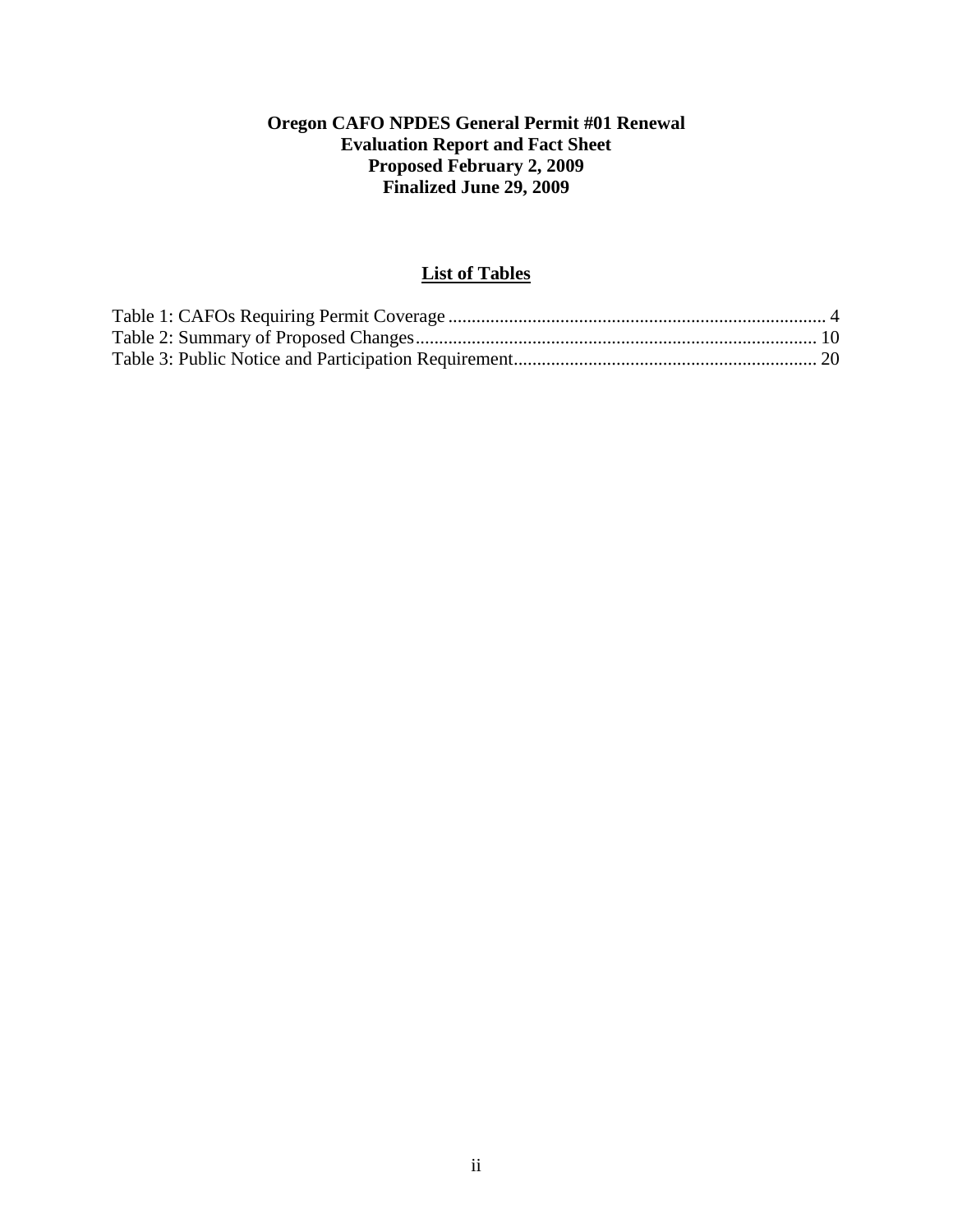**Oregon CAFO NPDES General Permit #01 Renewal**
**Evaluation Report and Fact Sheet**
**Proposed February 2, 2009**
**Finalized June 29, 2009**

## List of Tables

Table 1: CAFOs Requiring Permit Coverage ................................................................................ 4
Table 2: Summary of Proposed Changes..................................................................................... 10
Table 3: Public Notice and Participation Requirement................................................................ 20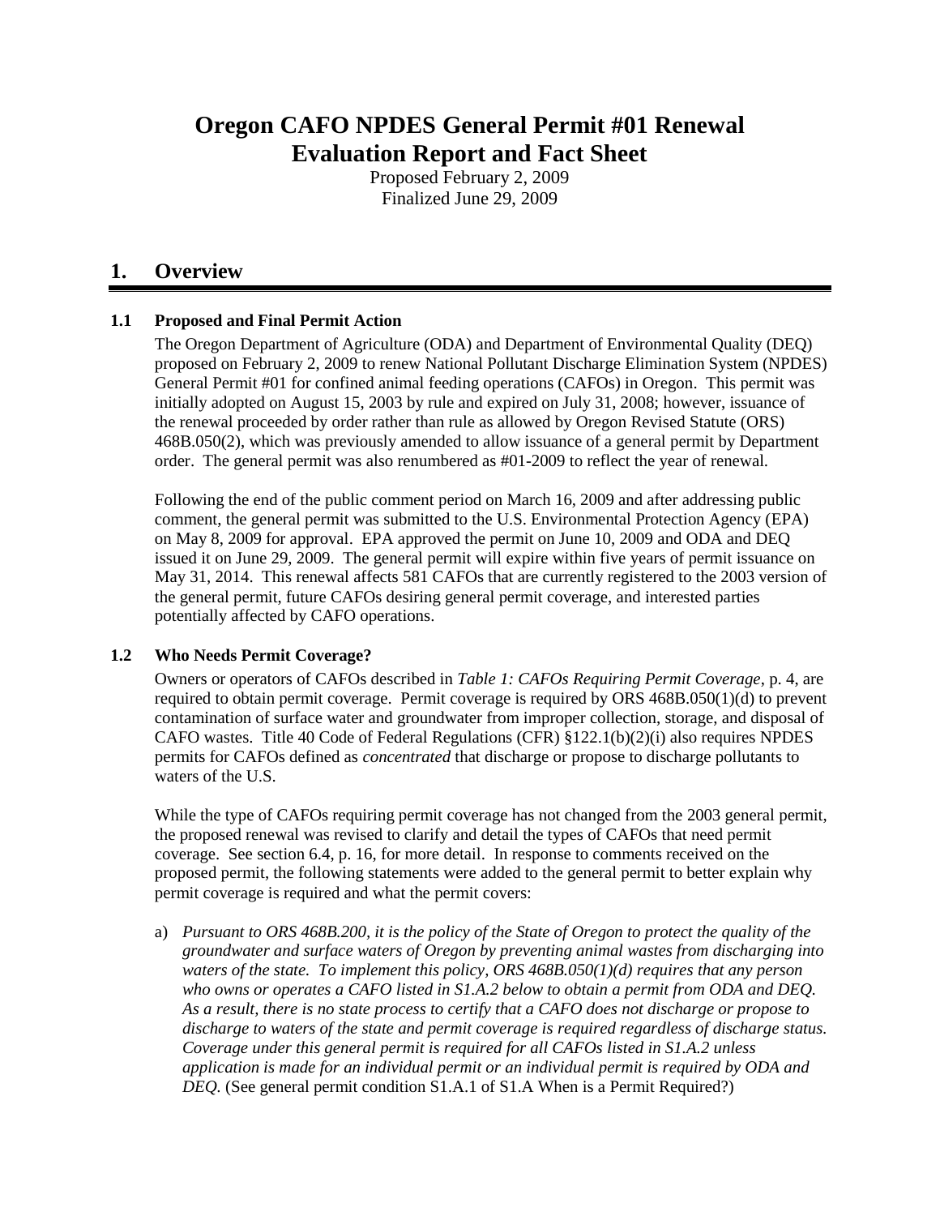# Oregon CAFO NPDES General Permit #01 Renewal Evaluation Report and Fact Sheet

Proposed February 2, 2009
Finalized June 29, 2009

## 1. Overview

### 1.1 Proposed and Final Permit Action

The Oregon Department of Agriculture (ODA) and Department of Environmental Quality (DEQ) proposed on February 2, 2009 to renew National Pollutant Discharge Elimination System (NPDES) General Permit #01 for confined animal feeding operations (CAFOs) in Oregon. This permit was initially adopted on August 15, 2003 by rule and expired on July 31, 2008; however, issuance of the renewal proceeded by order rather than rule as allowed by Oregon Revised Statute (ORS) 468B.050(2), which was previously amended to allow issuance of a general permit by Department order. The general permit was also renumbered as #01-2009 to reflect the year of renewal.

Following the end of the public comment period on March 16, 2009 and after addressing public comment, the general permit was submitted to the U.S. Environmental Protection Agency (EPA) on May 8, 2009 for approval. EPA approved the permit on June 10, 2009 and ODA and DEQ issued it on June 29, 2009. The general permit will expire within five years of permit issuance on May 31, 2014. This renewal affects 581 CAFOs that are currently registered to the 2003 version of the general permit, future CAFOs desiring general permit coverage, and interested parties potentially affected by CAFO operations.

### 1.2 Who Needs Permit Coverage?

Owners or operators of CAFOs described in *Table 1: CAFOs Requiring Permit Coverage*, p. 4, are required to obtain permit coverage. Permit coverage is required by ORS 468B.050(1)(d) to prevent contamination of surface water and groundwater from improper collection, storage, and disposal of CAFO wastes. Title 40 Code of Federal Regulations (CFR) §122.1(b)(2)(i) also requires NPDES permits for CAFOs defined as *concentrated* that discharge or propose to discharge pollutants to waters of the U.S.

While the type of CAFOs requiring permit coverage has not changed from the 2003 general permit, the proposed renewal was revised to clarify and detail the types of CAFOs that need permit coverage. See section 6.4, p. 16, for more detail. In response to comments received on the proposed permit, the following statements were added to the general permit to better explain why permit coverage is required and what the permit covers:

a) *Pursuant to ORS 468B.200, it is the policy of the State of Oregon to protect the quality of the groundwater and surface waters of Oregon by preventing animal wastes from discharging into waters of the state. To implement this policy, ORS 468B.050(1)(d) requires that any person who owns or operates a CAFO listed in S1.A.2 below to obtain a permit from ODA and DEQ. As a result, there is no state process to certify that a CAFO does not discharge or propose to discharge to waters of the state and permit coverage is required regardless of discharge status. Coverage under this general permit is required for all CAFOs listed in S1.A.2 unless application is made for an individual permit or an individual permit is required by ODA and DEQ.* (See general permit condition S1.A.1 of S1.A When is a Permit Required?)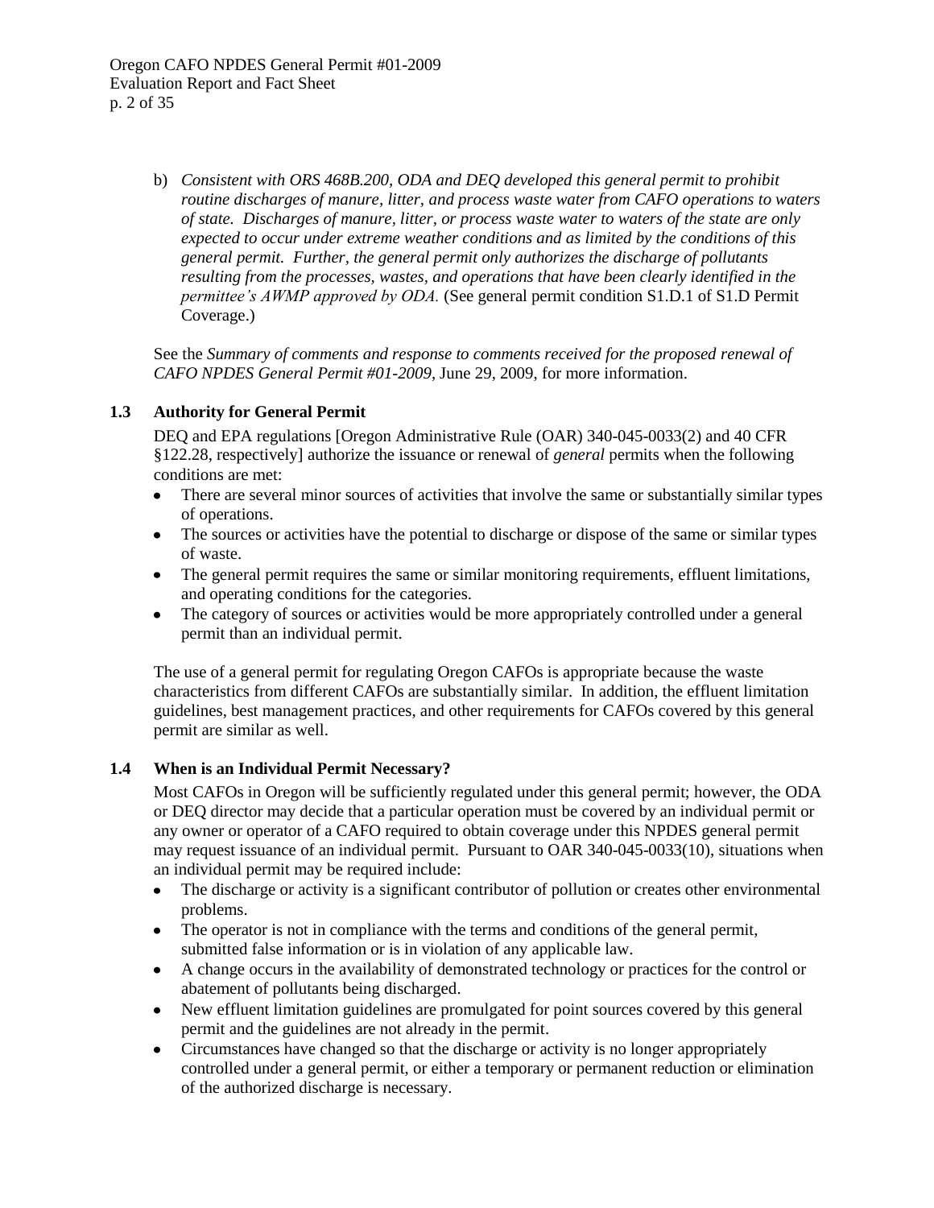b) *Consistent with ORS 468B.200, ODA and DEQ developed this general permit to prohibit routine discharges of manure, litter, and process waste water from CAFO operations to waters of state. Discharges of manure, litter, or process waste water to waters of the state are only expected to occur under extreme weather conditions and as limited by the conditions of this general permit. Further, the general permit only authorizes the discharge of pollutants resulting from the processes, wastes, and operations that have been clearly identified in the permittee's AWMP approved by ODA.* (See general permit condition S1.D.1 of S1.D Permit Coverage.)

See the *Summary of comments and response to comments received for the proposed renewal of CAFO NPDES General Permit #01-2009*, June 29, 2009, for more information.

### 1.3 Authority for General Permit

DEQ and EPA regulations [Oregon Administrative Rule (OAR) 340-045-0033(2) and 40 CFR §122.28, respectively] authorize the issuance or renewal of *general* permits when the following conditions are met:

- There are several minor sources of activities that involve the same or substantially similar types of operations.
- The sources or activities have the potential to discharge or dispose of the same or similar types of waste.
- The general permit requires the same or similar monitoring requirements, effluent limitations, and operating conditions for the categories.
- The category of sources or activities would be more appropriately controlled under a general permit than an individual permit.

The use of a general permit for regulating Oregon CAFOs is appropriate because the waste characteristics from different CAFOs are substantially similar. In addition, the effluent limitation guidelines, best management practices, and other requirements for CAFOs covered by this general permit are similar as well.

### 1.4 When is an Individual Permit Necessary?

Most CAFOs in Oregon will be sufficiently regulated under this general permit; however, the ODA or DEQ director may decide that a particular operation must be covered by an individual permit or any owner or operator of a CAFO required to obtain coverage under this NPDES general permit may request issuance of an individual permit. Pursuant to OAR 340-045-0033(10), situations when an individual permit may be required include:

- The discharge or activity is a significant contributor of pollution or creates other environmental problems.
- The operator is not in compliance with the terms and conditions of the general permit, submitted false information or is in violation of any applicable law.
- A change occurs in the availability of demonstrated technology or practices for the control or abatement of pollutants being discharged.
- New effluent limitation guidelines are promulgated for point sources covered by this general permit and the guidelines are not already in the permit.
- Circumstances have changed so that the discharge or activity is no longer appropriately controlled under a general permit, or either a temporary or permanent reduction or elimination of the authorized discharge is necessary.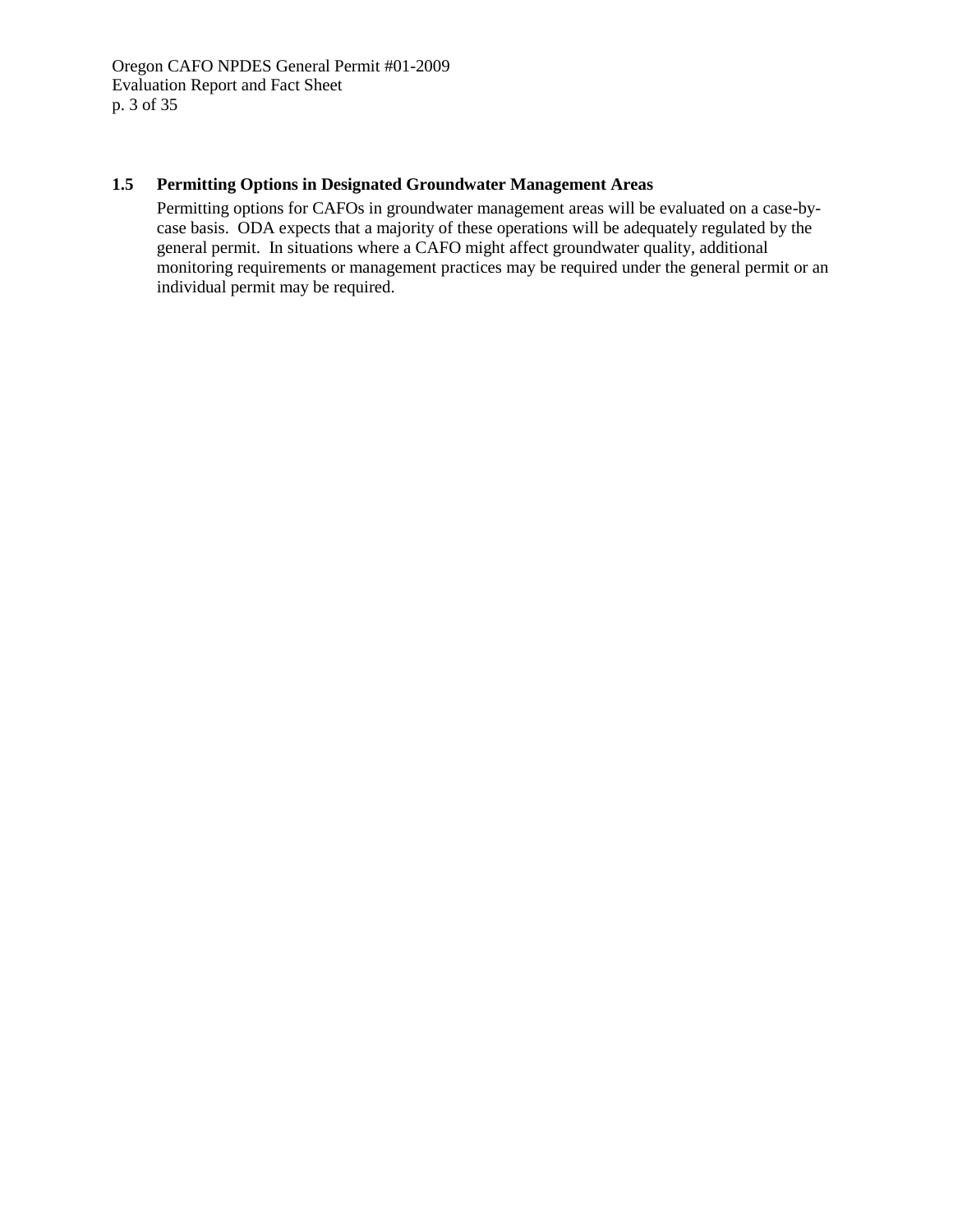### 1.5 Permitting Options in Designated Groundwater Management Areas

Permitting options for CAFOs in groundwater management areas will be evaluated on a case-by-case basis. ODA expects that a majority of these operations will be adequately regulated by the general permit. In situations where a CAFO might affect groundwater quality, additional monitoring requirements or management practices may be required under the general permit or an individual permit may be required.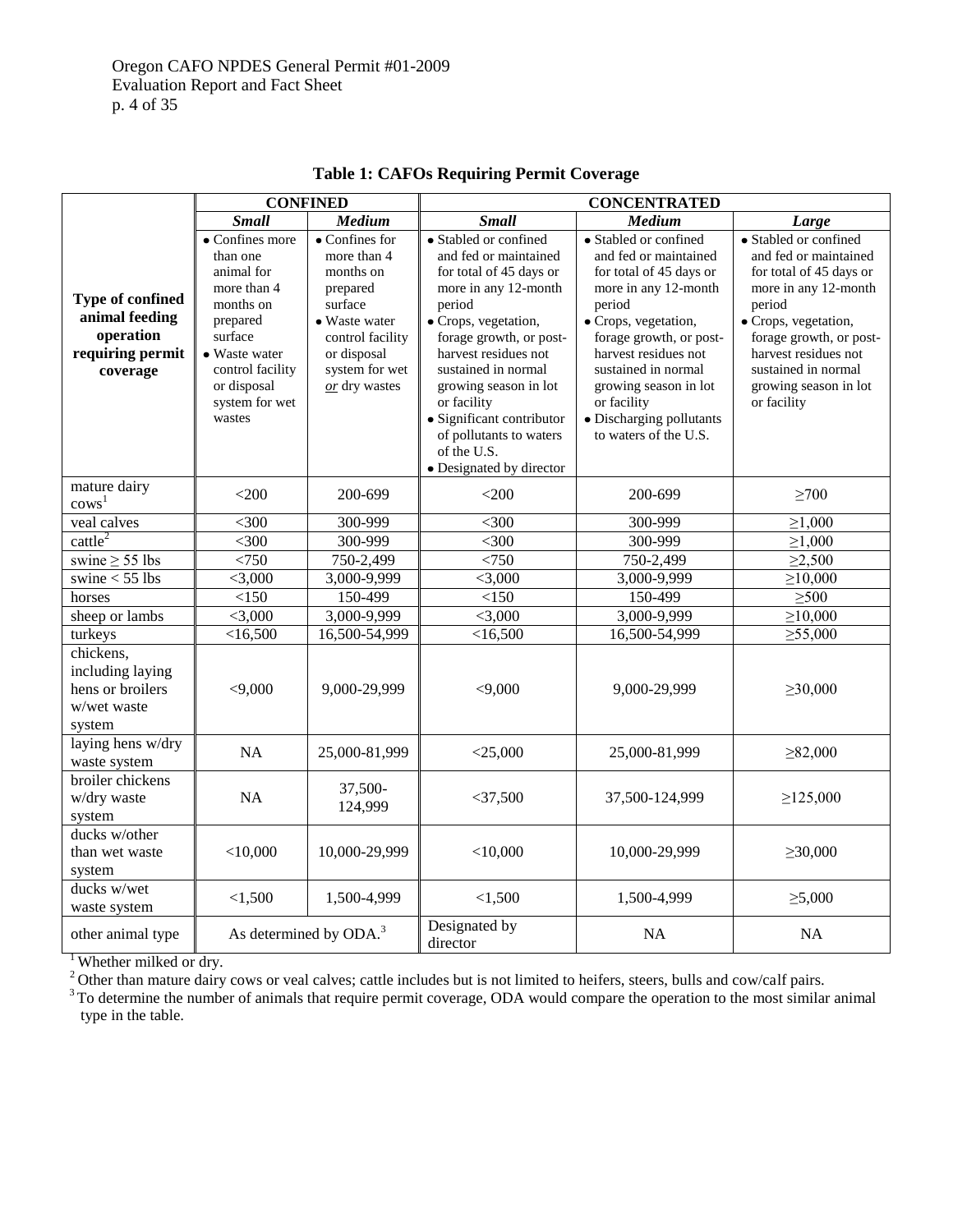**Table 1: CAFOs Requiring Permit Coverage**

| | CONFINED | | CONCENTRATED | | |
|---|---|---|---|---|---|
| | ***Small*** | ***Medium*** | ***Small*** | ***Medium*** | ***Large*** |
| **Type of confined animal feeding operation requiring permit coverage** | • Confines more than one animal for more than 4 months on prepared surface<br>• Waste water control facility or disposal system for wet wastes | • Confines for more than 4 months on prepared surface<br>• Waste water control facility or disposal system for wet *or* dry wastes | • Stabled or confined and fed or maintained for total of 45 days or more in any 12-month period<br>• Crops, vegetation, forage growth, or post-harvest residues not sustained in normal growing season in lot or facility<br>• Significant contributor of pollutants to waters of the U.S.<br>• Designated by director | • Stabled or confined and fed or maintained for total of 45 days or more in any 12-month period<br>• Crops, vegetation, forage growth, or post-harvest residues not sustained in normal growing season in lot or facility<br>• Discharging pollutants to waters of the U.S. | • Stabled or confined and fed or maintained for total of 45 days or more in any 12-month period<br>• Crops, vegetation, forage growth, or post-harvest residues not sustained in normal growing season in lot or facility |
| mature dairy cows[1] | <200 | 200-699 | <200 | 200-699 | ≥700 |
| veal calves | <300 | 300-999 | <300 | 300-999 | ≥1,000 |
| cattle[2] | <300 | 300-999 | <300 | 300-999 | ≥1,000 |
| swine ≥ 55 lbs | <750 | 750-2,499 | <750 | 750-2,499 | ≥2,500 |
| swine < 55 lbs | <3,000 | 3,000-9,999 | <3,000 | 3,000-9,999 | ≥10,000 |
| horses | <150 | 150-499 | <150 | 150-499 | ≥500 |
| sheep or lambs | <3,000 | 3,000-9,999 | <3,000 | 3,000-9,999 | ≥10,000 |
| turkeys | <16,500 | 16,500-54,999 | <16,500 | 16,500-54,999 | ≥55,000 |
| chickens, including laying hens or broilers w/wet waste system | <9,000 | 9,000-29,999 | <9,000 | 9,000-29,999 | ≥30,000 |
| laying hens w/dry waste system | NA | 25,000-81,999 | <25,000 | 25,000-81,999 | ≥82,000 |
| broiler chickens w/dry waste system | NA | 37,500-124,999 | <37,500 | 37,500-124,999 | ≥125,000 |
| ducks w/other than wet waste system | <10,000 | 10,000-29,999 | <10,000 | 10,000-29,999 | ≥30,000 |
| ducks w/wet waste system | <1,500 | 1,500-4,999 | <1,500 | 1,500-4,999 | ≥5,000 |
| other animal type | As determined by ODA.[3] | | Designated by director | NA | NA |

[1] Whether milked or dry.

[2] Other than mature dairy cows or veal calves; cattle includes but is not limited to heifers, steers, bulls and cow/calf pairs.

[3] To determine the number of animals that require permit coverage, ODA would compare the operation to the most similar animal type in the table.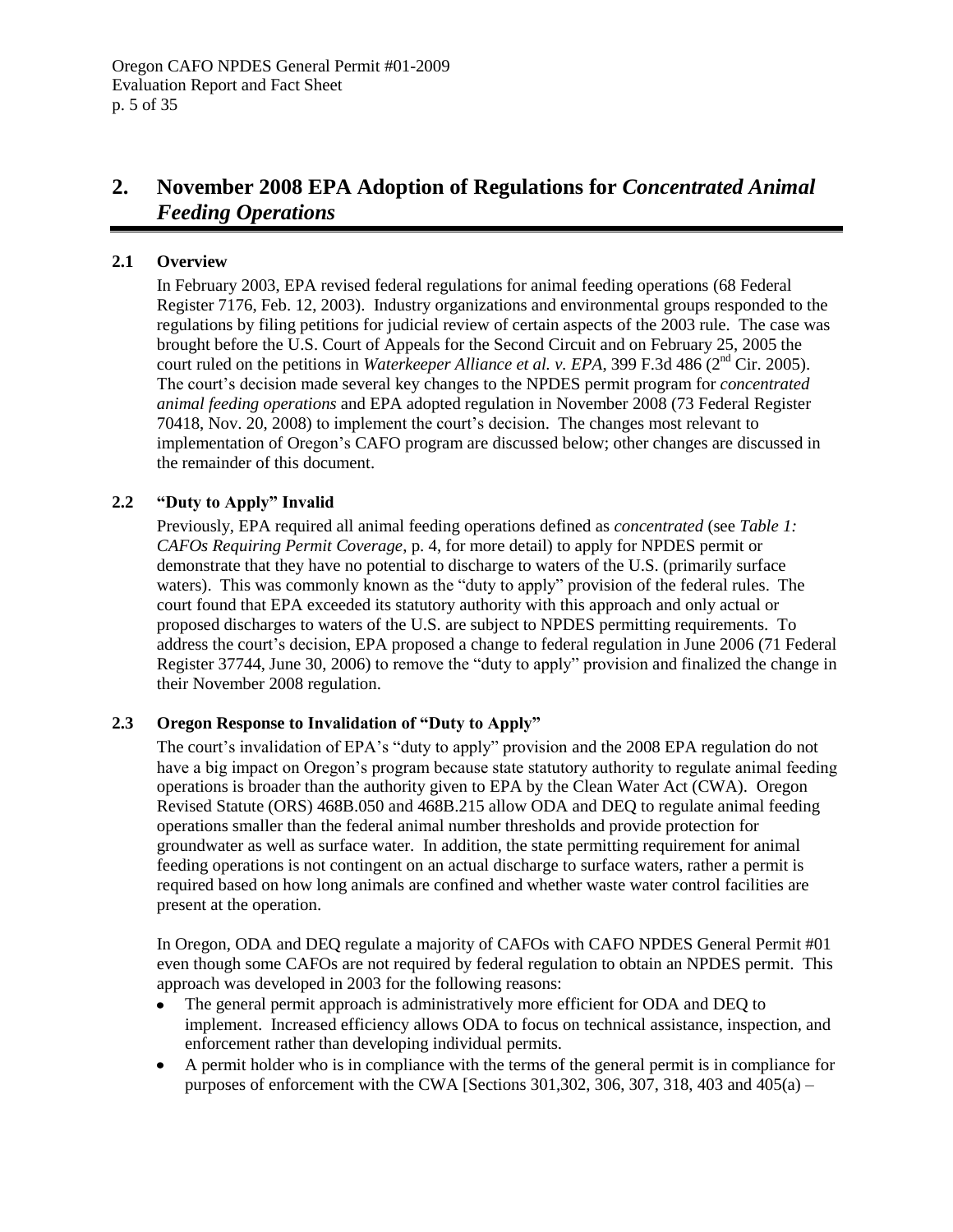## 2. November 2008 EPA Adoption of Regulations for *Concentrated Animal Feeding Operations*

### 2.1 Overview

In February 2003, EPA revised federal regulations for animal feeding operations (68 Federal Register 7176, Feb. 12, 2003). Industry organizations and environmental groups responded to the regulations by filing petitions for judicial review of certain aspects of the 2003 rule. The case was brought before the U.S. Court of Appeals for the Second Circuit and on February 25, 2005 the court ruled on the petitions in *Waterkeeper Alliance et al. v. EPA*, 399 F.3d 486 (2nd Cir. 2005). The court's decision made several key changes to the NPDES permit program for *concentrated animal feeding operations* and EPA adopted regulation in November 2008 (73 Federal Register 70418, Nov. 20, 2008) to implement the court's decision. The changes most relevant to implementation of Oregon's CAFO program are discussed below; other changes are discussed in the remainder of this document.

### 2.2 "Duty to Apply" Invalid

Previously, EPA required all animal feeding operations defined as *concentrated* (see *Table 1: CAFOs Requiring Permit Coverage*, p. 4, for more detail) to apply for NPDES permit or demonstrate that they have no potential to discharge to waters of the U.S. (primarily surface waters). This was commonly known as the "duty to apply" provision of the federal rules. The court found that EPA exceeded its statutory authority with this approach and only actual or proposed discharges to waters of the U.S. are subject to NPDES permitting requirements. To address the court's decision, EPA proposed a change to federal regulation in June 2006 (71 Federal Register 37744, June 30, 2006) to remove the "duty to apply" provision and finalized the change in their November 2008 regulation.

### 2.3 Oregon Response to Invalidation of "Duty to Apply"

The court's invalidation of EPA's "duty to apply" provision and the 2008 EPA regulation do not have a big impact on Oregon's program because state statutory authority to regulate animal feeding operations is broader than the authority given to EPA by the Clean Water Act (CWA). Oregon Revised Statute (ORS) 468B.050 and 468B.215 allow ODA and DEQ to regulate animal feeding operations smaller than the federal animal number thresholds and provide protection for groundwater as well as surface water. In addition, the state permitting requirement for animal feeding operations is not contingent on an actual discharge to surface waters, rather a permit is required based on how long animals are confined and whether waste water control facilities are present at the operation.

In Oregon, ODA and DEQ regulate a majority of CAFOs with CAFO NPDES General Permit #01 even though some CAFOs are not required by federal regulation to obtain an NPDES permit. This approach was developed in 2003 for the following reasons:

- The general permit approach is administratively more efficient for ODA and DEQ to implement. Increased efficiency allows ODA to focus on technical assistance, inspection, and enforcement rather than developing individual permits.
- A permit holder who is in compliance with the terms of the general permit is in compliance for purposes of enforcement with the CWA [Sections 301,302, 306, 307, 318, 403 and 405(a) –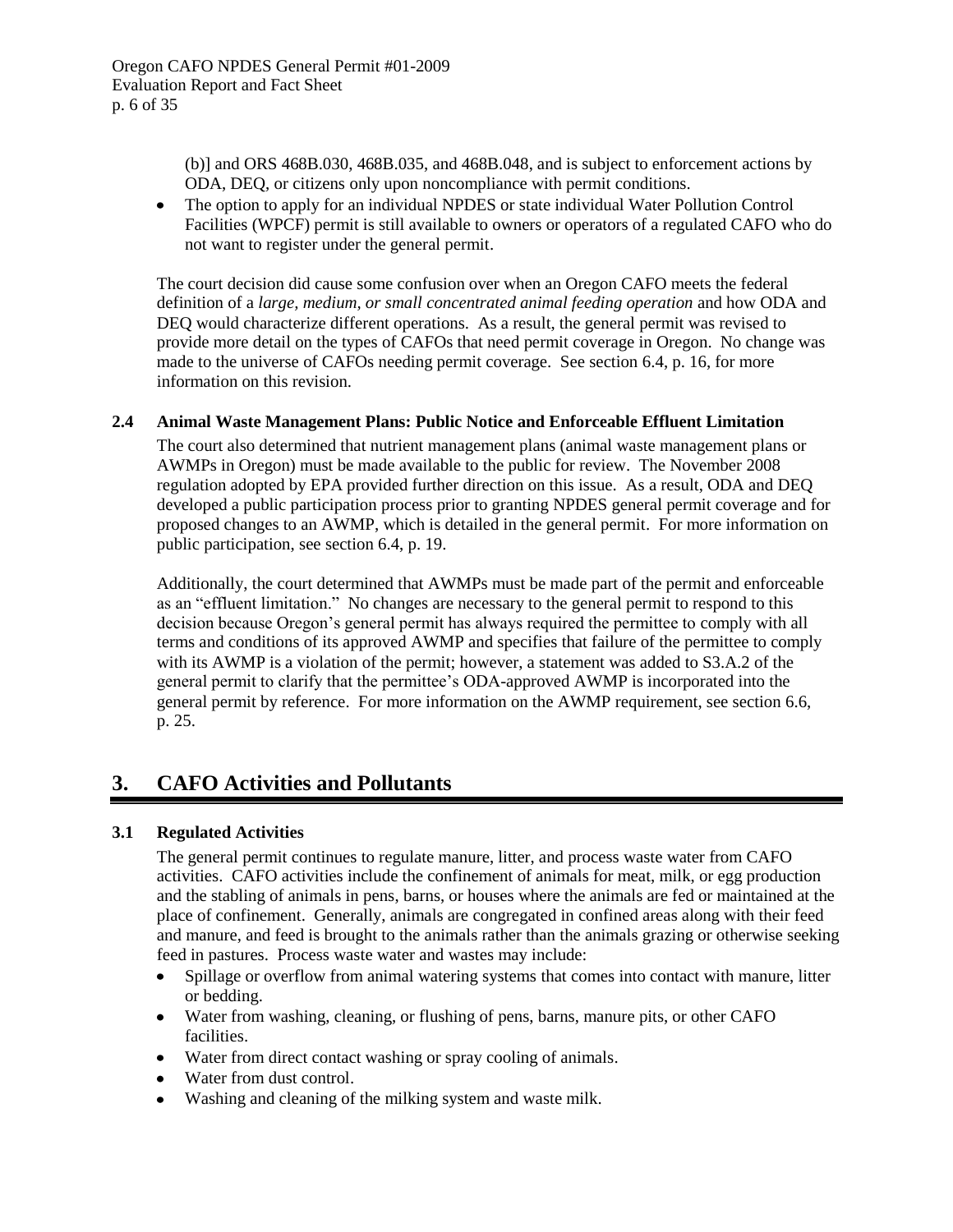(b)] and ORS 468B.030, 468B.035, and 468B.048, and is subject to enforcement actions by ODA, DEQ, or citizens only upon noncompliance with permit conditions.

- The option to apply for an individual NPDES or state individual Water Pollution Control Facilities (WPCF) permit is still available to owners or operators of a regulated CAFO who do not want to register under the general permit.

The court decision did cause some confusion over when an Oregon CAFO meets the federal definition of a *large, medium, or small concentrated animal feeding operation* and how ODA and DEQ would characterize different operations. As a result, the general permit was revised to provide more detail on the types of CAFOs that need permit coverage in Oregon. No change was made to the universe of CAFOs needing permit coverage. See section 6.4, p. 16, for more information on this revision.

### 2.4 Animal Waste Management Plans: Public Notice and Enforceable Effluent Limitation

The court also determined that nutrient management plans (animal waste management plans or AWMPs in Oregon) must be made available to the public for review. The November 2008 regulation adopted by EPA provided further direction on this issue. As a result, ODA and DEQ developed a public participation process prior to granting NPDES general permit coverage and for proposed changes to an AWMP, which is detailed in the general permit. For more information on public participation, see section 6.4, p. 19.

Additionally, the court determined that AWMPs must be made part of the permit and enforceable as an "effluent limitation." No changes are necessary to the general permit to respond to this decision because Oregon's general permit has always required the permittee to comply with all terms and conditions of its approved AWMP and specifies that failure of the permittee to comply with its AWMP is a violation of the permit; however, a statement was added to S3.A.2 of the general permit to clarify that the permittee's ODA-approved AWMP is incorporated into the general permit by reference. For more information on the AWMP requirement, see section 6.6, p. 25.

## 3. CAFO Activities and Pollutants

### 3.1 Regulated Activities

The general permit continues to regulate manure, litter, and process waste water from CAFO activities. CAFO activities include the confinement of animals for meat, milk, or egg production and the stabling of animals in pens, barns, or houses where the animals are fed or maintained at the place of confinement. Generally, animals are congregated in confined areas along with their feed and manure, and feed is brought to the animals rather than the animals grazing or otherwise seeking feed in pastures. Process waste water and wastes may include:

- Spillage or overflow from animal watering systems that comes into contact with manure, litter or bedding.
- Water from washing, cleaning, or flushing of pens, barns, manure pits, or other CAFO facilities.
- Water from direct contact washing or spray cooling of animals.
- Water from dust control.
- Washing and cleaning of the milking system and waste milk.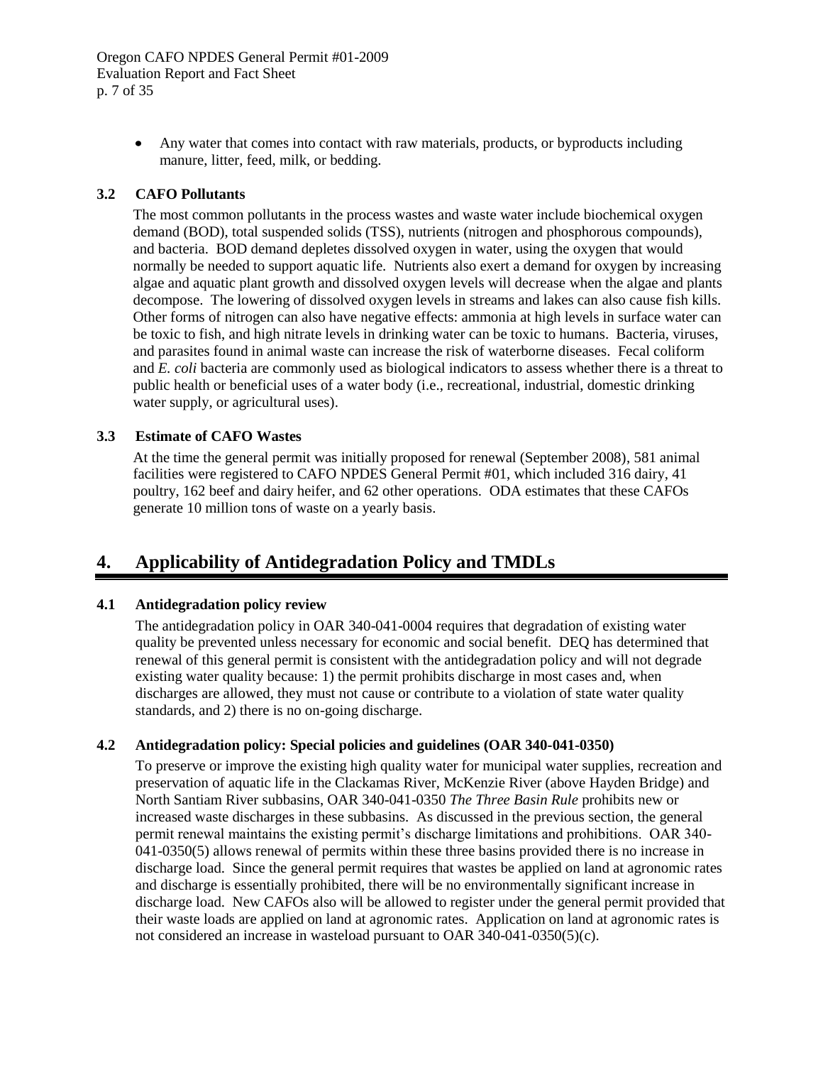- Any water that comes into contact with raw materials, products, or byproducts including manure, litter, feed, milk, or bedding.

### 3.2 CAFO Pollutants

The most common pollutants in the process wastes and waste water include biochemical oxygen demand (BOD), total suspended solids (TSS), nutrients (nitrogen and phosphorous compounds), and bacteria. BOD demand depletes dissolved oxygen in water, using the oxygen that would normally be needed to support aquatic life. Nutrients also exert a demand for oxygen by increasing algae and aquatic plant growth and dissolved oxygen levels will decrease when the algae and plants decompose. The lowering of dissolved oxygen levels in streams and lakes can also cause fish kills. Other forms of nitrogen can also have negative effects: ammonia at high levels in surface water can be toxic to fish, and high nitrate levels in drinking water can be toxic to humans. Bacteria, viruses, and parasites found in animal waste can increase the risk of waterborne diseases. Fecal coliform and *E. coli* bacteria are commonly used as biological indicators to assess whether there is a threat to public health or beneficial uses of a water body (i.e., recreational, industrial, domestic drinking water supply, or agricultural uses).

### 3.3 Estimate of CAFO Wastes

At the time the general permit was initially proposed for renewal (September 2008), 581 animal facilities were registered to CAFO NPDES General Permit #01, which included 316 dairy, 41 poultry, 162 beef and dairy heifer, and 62 other operations. ODA estimates that these CAFOs generate 10 million tons of waste on a yearly basis.

## 4. Applicability of Antidegradation Policy and TMDLs

### 4.1 Antidegradation policy review

The antidegradation policy in OAR 340-041-0004 requires that degradation of existing water quality be prevented unless necessary for economic and social benefit. DEQ has determined that renewal of this general permit is consistent with the antidegradation policy and will not degrade existing water quality because: 1) the permit prohibits discharge in most cases and, when discharges are allowed, they must not cause or contribute to a violation of state water quality standards, and 2) there is no on-going discharge.

### 4.2 Antidegradation policy: Special policies and guidelines (OAR 340-041-0350)

To preserve or improve the existing high quality water for municipal water supplies, recreation and preservation of aquatic life in the Clackamas River, McKenzie River (above Hayden Bridge) and North Santiam River subbasins, OAR 340-041-0350 *The Three Basin Rule* prohibits new or increased waste discharges in these subbasins. As discussed in the previous section, the general permit renewal maintains the existing permit's discharge limitations and prohibitions. OAR 340-041-0350(5) allows renewal of permits within these three basins provided there is no increase in discharge load. Since the general permit requires that wastes be applied on land at agronomic rates and discharge is essentially prohibited, there will be no environmentally significant increase in discharge load. New CAFOs also will be allowed to register under the general permit provided that their waste loads are applied on land at agronomic rates. Application on land at agronomic rates is not considered an increase in wasteload pursuant to OAR 340-041-0350(5)(c).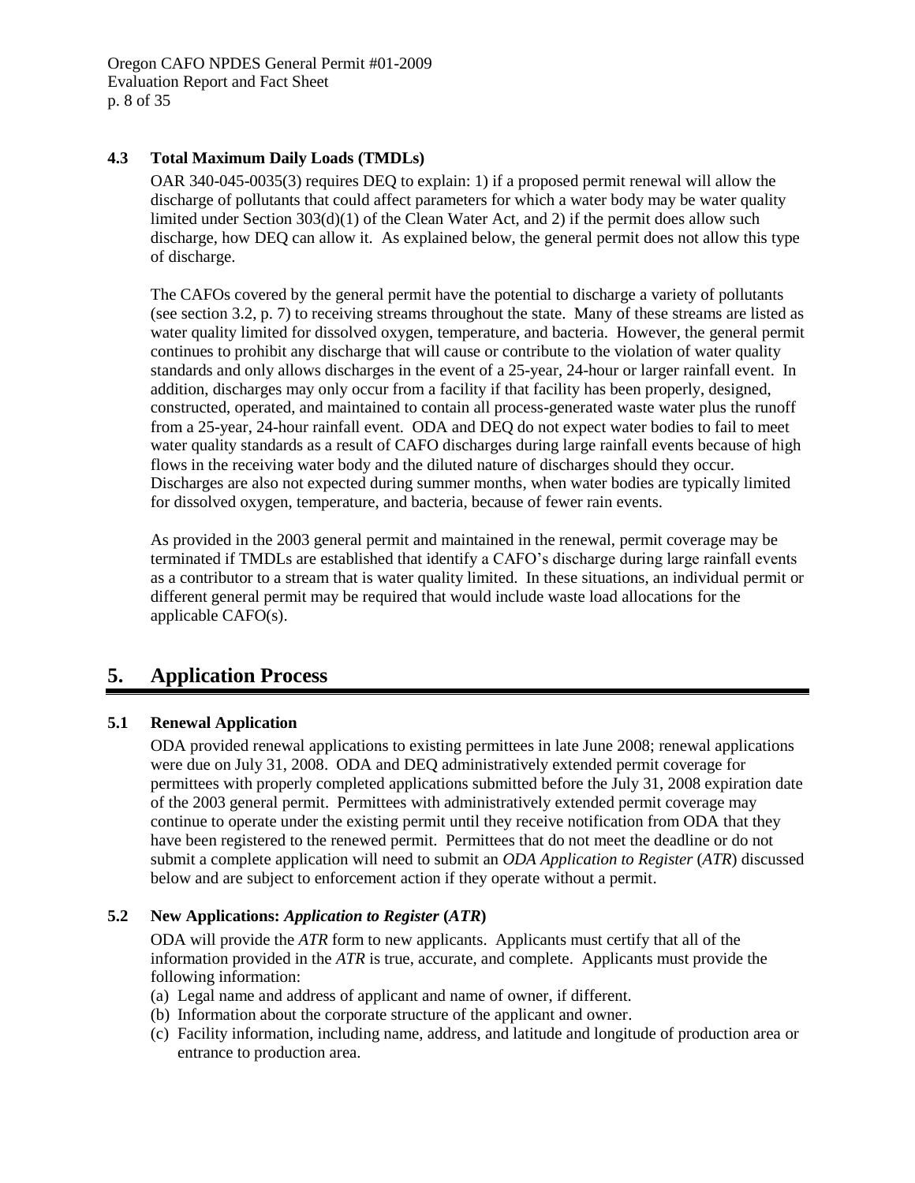### 4.3 Total Maximum Daily Loads (TMDLs)

OAR 340-045-0035(3) requires DEQ to explain: 1) if a proposed permit renewal will allow the discharge of pollutants that could affect parameters for which a water body may be water quality limited under Section 303(d)(1) of the Clean Water Act, and 2) if the permit does allow such discharge, how DEQ can allow it. As explained below, the general permit does not allow this type of discharge.

The CAFOs covered by the general permit have the potential to discharge a variety of pollutants (see section 3.2, p. 7) to receiving streams throughout the state. Many of these streams are listed as water quality limited for dissolved oxygen, temperature, and bacteria. However, the general permit continues to prohibit any discharge that will cause or contribute to the violation of water quality standards and only allows discharges in the event of a 25-year, 24-hour or larger rainfall event. In addition, discharges may only occur from a facility if that facility has been properly, designed, constructed, operated, and maintained to contain all process-generated waste water plus the runoff from a 25-year, 24-hour rainfall event. ODA and DEQ do not expect water bodies to fail to meet water quality standards as a result of CAFO discharges during large rainfall events because of high flows in the receiving water body and the diluted nature of discharges should they occur. Discharges are also not expected during summer months, when water bodies are typically limited for dissolved oxygen, temperature, and bacteria, because of fewer rain events.

As provided in the 2003 general permit and maintained in the renewal, permit coverage may be terminated if TMDLs are established that identify a CAFO's discharge during large rainfall events as a contributor to a stream that is water quality limited. In these situations, an individual permit or different general permit may be required that would include waste load allocations for the applicable CAFO(s).

## 5. Application Process

### 5.1 Renewal Application

ODA provided renewal applications to existing permittees in late June 2008; renewal applications were due on July 31, 2008. ODA and DEQ administratively extended permit coverage for permittees with properly completed applications submitted before the July 31, 2008 expiration date of the 2003 general permit. Permittees with administratively extended permit coverage may continue to operate under the existing permit until they receive notification from ODA that they have been registered to the renewed permit. Permittees that do not meet the deadline or do not submit a complete application will need to submit an *ODA Application to Register* (*ATR*) discussed below and are subject to enforcement action if they operate without a permit.

### 5.2 New Applications: *Application to Register* (*ATR*)

ODA will provide the *ATR* form to new applicants. Applicants must certify that all of the information provided in the *ATR* is true, accurate, and complete. Applicants must provide the following information:

(a) Legal name and address of applicant and name of owner, if different.
(b) Information about the corporate structure of the applicant and owner.
(c) Facility information, including name, address, and latitude and longitude of production area or entrance to production area.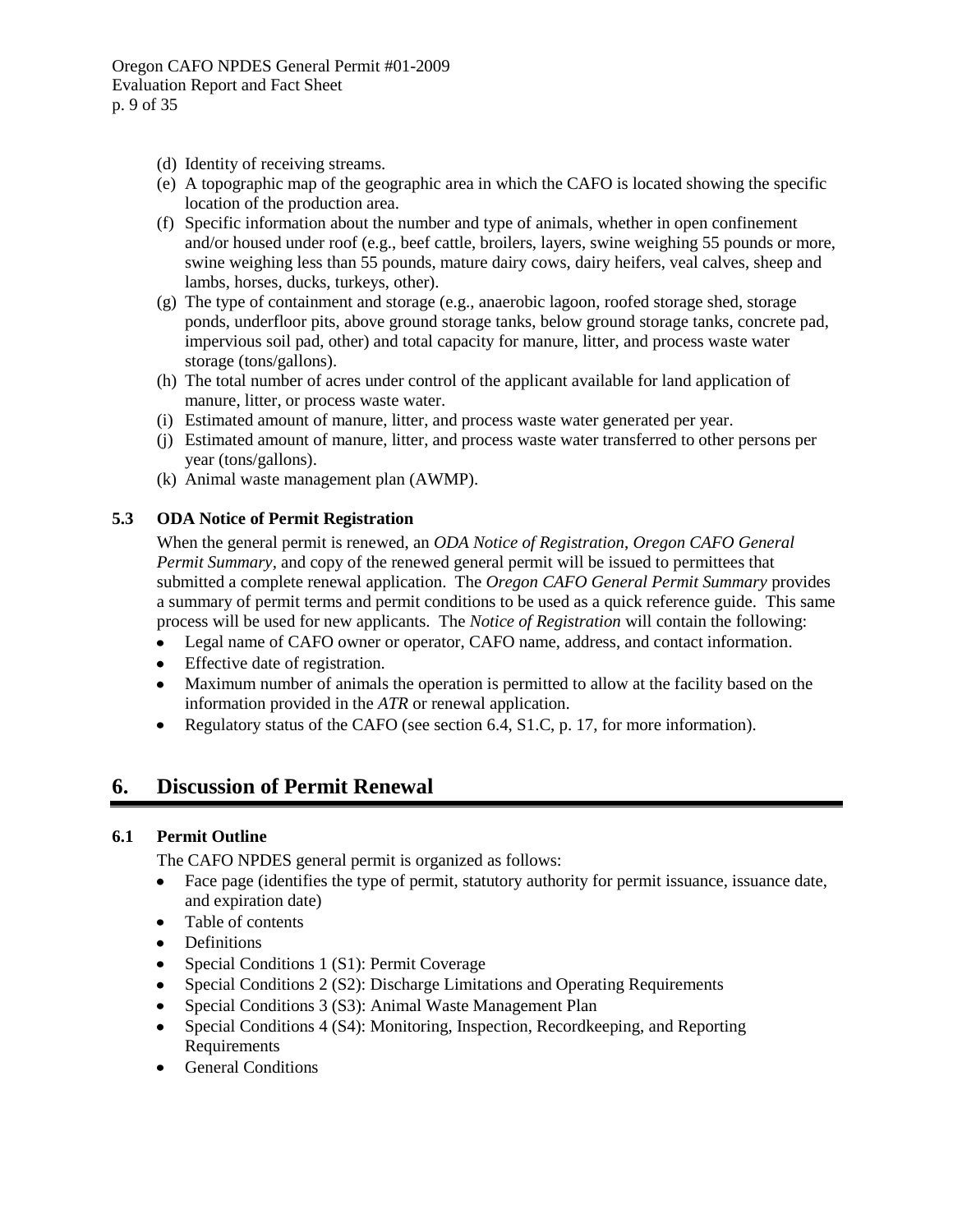(d) Identity of receiving streams.
(e) A topographic map of the geographic area in which the CAFO is located showing the specific location of the production area.
(f) Specific information about the number and type of animals, whether in open confinement and/or housed under roof (e.g., beef cattle, broilers, layers, swine weighing 55 pounds or more, swine weighing less than 55 pounds, mature dairy cows, dairy heifers, veal calves, sheep and lambs, horses, ducks, turkeys, other).
(g) The type of containment and storage (e.g., anaerobic lagoon, roofed storage shed, storage ponds, underfloor pits, above ground storage tanks, below ground storage tanks, concrete pad, impervious soil pad, other) and total capacity for manure, litter, and process waste water storage (tons/gallons).
(h) The total number of acres under control of the applicant available for land application of manure, litter, or process waste water.
(i) Estimated amount of manure, litter, and process waste water generated per year.
(j) Estimated amount of manure, litter, and process waste water transferred to other persons per year (tons/gallons).
(k) Animal waste management plan (AWMP).

### 5.3 ODA Notice of Permit Registration

When the general permit is renewed, an *ODA Notice of Registration*, *Oregon CAFO General Permit Summary*, and copy of the renewed general permit will be issued to permittees that submitted a complete renewal application. The *Oregon CAFO General Permit Summary* provides a summary of permit terms and permit conditions to be used as a quick reference guide. This same process will be used for new applicants. The *Notice of Registration* will contain the following:

- Legal name of CAFO owner or operator, CAFO name, address, and contact information.
- Effective date of registration.
- Maximum number of animals the operation is permitted to allow at the facility based on the information provided in the *ATR* or renewal application.
- Regulatory status of the CAFO (see section 6.4, S1.C, p. 17, for more information).

## 6. Discussion of Permit Renewal

### 6.1 Permit Outline

The CAFO NPDES general permit is organized as follows:

- Face page (identifies the type of permit, statutory authority for permit issuance, issuance date, and expiration date)
- Table of contents
- Definitions
- Special Conditions 1 (S1): Permit Coverage
- Special Conditions 2 (S2): Discharge Limitations and Operating Requirements
- Special Conditions 3 (S3): Animal Waste Management Plan
- Special Conditions 4 (S4): Monitoring, Inspection, Recordkeeping, and Reporting Requirements
- General Conditions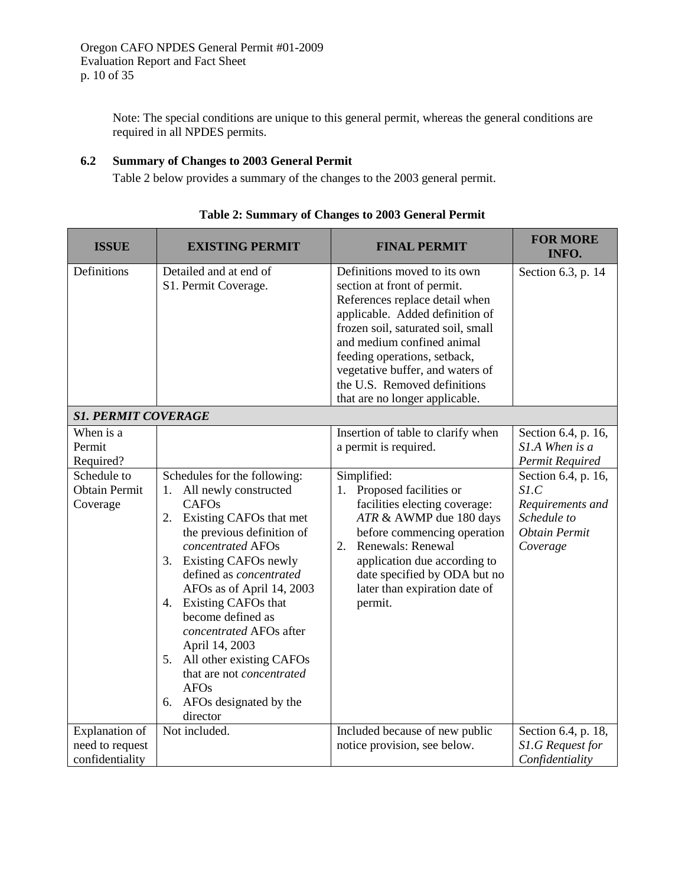Note: The special conditions are unique to this general permit, whereas the general conditions are required in all NPDES permits.

### 6.2 Summary of Changes to 2003 General Permit

Table 2 below provides a summary of the changes to the 2003 general permit.

**Table 2: Summary of Changes to 2003 General Permit**

| ISSUE | EXISTING PERMIT | FINAL PERMIT | FOR MORE INFO. |
|---|---|---|---|
| Definitions | Detailed and at end of S1. Permit Coverage. | Definitions moved to its own section at front of permit. References replace detail when applicable. Added definition of frozen soil, saturated soil, small and medium confined animal feeding operations, setback, vegetative buffer, and waters of the U.S. Removed definitions that are no longer applicable. | Section 6.3, p. 14 |
| ***S1. PERMIT COVERAGE*** | | | |
| When is a Permit Required? | | Insertion of table to clarify when a permit is required. | Section 6.4, p. 16, *S1.A When is a Permit Required* |
| Schedule to Obtain Permit Coverage | Schedules for the following:<br>1. All newly constructed CAFOs<br>2. Existing CAFOs that met the previous definition of *concentrated* AFOs<br>3. Existing CAFOs newly defined as *concentrated* AFOs as of April 14, 2003<br>4. Existing CAFOs that become defined as *concentrated* AFOs after April 14, 2003<br>5. All other existing CAFOs that are not *concentrated* AFOs<br>6. AFOs designated by the director | Simplified:<br>1. Proposed facilities or facilities electing coverage: *ATR* & AWMP due 180 days before commencing operation<br>2. Renewals: Renewal application due according to date specified by ODA but no later than expiration date of permit. | Section 6.4, p. 16, *S1.C Requirements and Schedule to Obtain Permit Coverage* |
| Explanation of need to request confidentiality | Not included. | Included because of new public notice provision, see below. | Section 6.4, p. 18, *S1.G Request for Confidentiality* |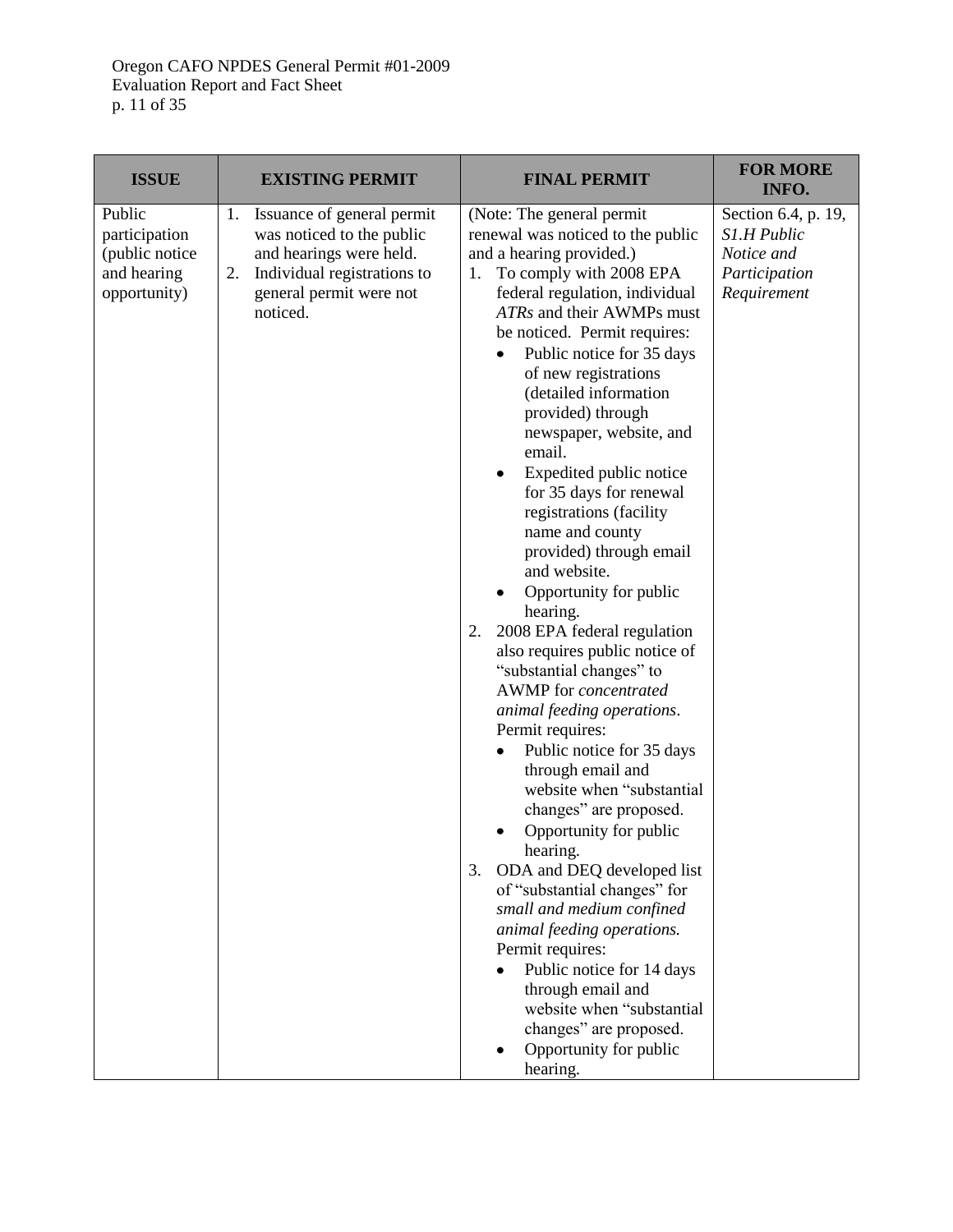| ISSUE | EXISTING PERMIT | FINAL PERMIT | FOR MORE INFO. |
|---|---|---|---|
| Public participation (public notice and hearing opportunity) | 1. Issuance of general permit was noticed to the public and hearings were held.<br>2. Individual registrations to general permit were not noticed. | (Note: The general permit renewal was noticed to the public and a hearing provided.)<br>1. To comply with 2008 EPA federal regulation, individual *ATRs* and their AWMPs must be noticed. Permit requires:<br>• Public notice for 35 days of new registrations (detailed information provided) through newspaper, website, and email.<br>• Expedited public notice for 35 days for renewal registrations (facility name and county provided) through email and website.<br>• Opportunity for public hearing.<br>2. 2008 EPA federal regulation also requires public notice of "substantial changes" to AWMP for *concentrated animal feeding operations*. Permit requires:<br>• Public notice for 35 days through email and website when "substantial changes" are proposed.<br>• Opportunity for public hearing.<br>3. ODA and DEQ developed list of "substantial changes" for *small and medium confined animal feeding operations.* Permit requires:<br>• Public notice for 14 days through email and website when "substantial changes" are proposed.<br>• Opportunity for public hearing. | Section 6.4, p. 19, *S1.H Public Notice and Participation Requirement* |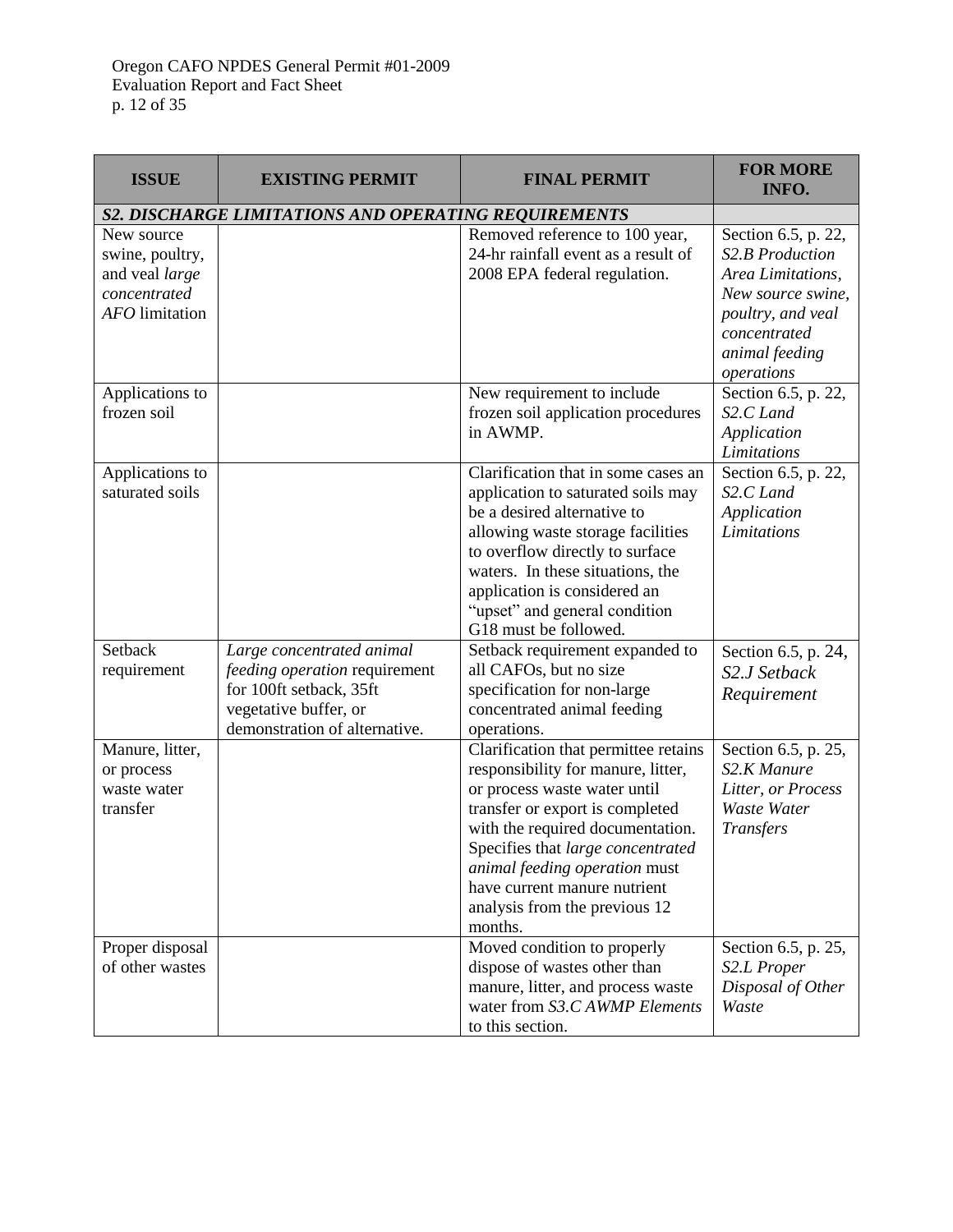| ISSUE | EXISTING PERMIT | FINAL PERMIT | FOR MORE INFO. |
|---|---|---|---|
| ***S2. DISCHARGE LIMITATIONS AND OPERATING REQUIREMENTS*** | | | |
| New source swine, poultry, and veal *large concentrated AFO* limitation | | Removed reference to 100 year, 24-hr rainfall event as a result of 2008 EPA federal regulation. | Section 6.5, p. 22, *S2.B Production Area Limitations, New source swine, poultry, and veal concentrated animal feeding operations* |
| Applications to frozen soil | | New requirement to include frozen soil application procedures in AWMP. | Section 6.5, p. 22, *S2.C Land Application Limitations* |
| Applications to saturated soils | | Clarification that in some cases an application to saturated soils may be a desired alternative to allowing waste storage facilities to overflow directly to surface waters. In these situations, the application is considered an "upset" and general condition G18 must be followed. | Section 6.5, p. 22, *S2.C Land Application Limitations* |
| Setback requirement | *Large concentrated animal feeding operation* requirement for 100ft setback, 35ft vegetative buffer, or demonstration of alternative. | Setback requirement expanded to all CAFOs, but no size specification for non-large concentrated animal feeding operations. | Section 6.5, p. 24, *S2.J Setback Requirement* |
| Manure, litter, or process waste water transfer | | Clarification that permittee retains responsibility for manure, litter, or process waste water until transfer or export is completed with the required documentation. Specifies that *large concentrated animal feeding operation* must have current manure nutrient analysis from the previous 12 months. | Section 6.5, p. 25, *S2.K Manure Litter, or Process Waste Water Transfers* |
| Proper disposal of other wastes | | Moved condition to properly dispose of wastes other than manure, litter, and process waste water from *S3.C AWMP Elements* to this section. | Section 6.5, p. 25, *S2.L Proper Disposal of Other Waste* |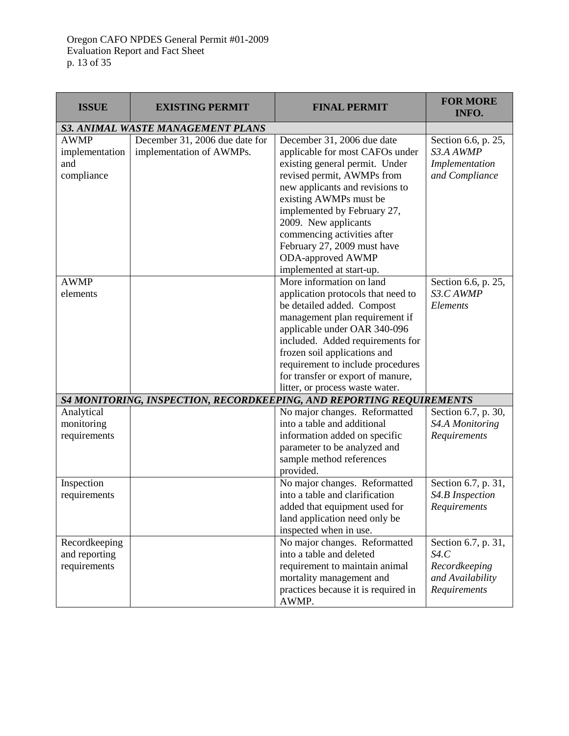| ISSUE | EXISTING PERMIT | FINAL PERMIT | FOR MORE INFO. |
|---|---|---|---|
| ***S3. ANIMAL WASTE MANAGEMENT PLANS*** | | | |
| AWMP implementation and compliance | December 31, 2006 due date for implementation of AWMPs. | December 31, 2006 due date applicable for most CAFOs under existing general permit. Under revised permit, AWMPs from new applicants and revisions to existing AWMPs must be implemented by February 27, 2009. New applicants commencing activities after February 27, 2009 must have ODA-approved AWMP implemented at start-up. | Section 6.6, p. 25, *S3.A AWMP Implementation and Compliance* |
| AWMP elements | | More information on land application protocols that need to be detailed added. Compost management plan requirement if applicable under OAR 340-096 included. Added requirements for frozen soil applications and requirement to include procedures for transfer or export of manure, litter, or process waste water. | Section 6.6, p. 25, *S3.C AWMP Elements* |
| ***S4 MONITORING, INSPECTION, RECORDKEEPING, AND REPORTING REQUIREMENTS*** | | | |
| Analytical monitoring requirements | | No major changes. Reformatted into a table and additional information added on specific parameter to be analyzed and sample method references provided. | Section 6.7, p. 30, *S4.A Monitoring Requirements* |
| Inspection requirements | | No major changes. Reformatted into a table and clarification added that equipment used for land application need only be inspected when in use. | Section 6.7, p. 31, *S4.B Inspection Requirements* |
| Recordkeeping and reporting requirements | | No major changes. Reformatted into a table and deleted requirement to maintain animal mortality management and practices because it is required in AWMP. | Section 6.7, p. 31, *S4.C Recordkeeping and Availability Requirements* |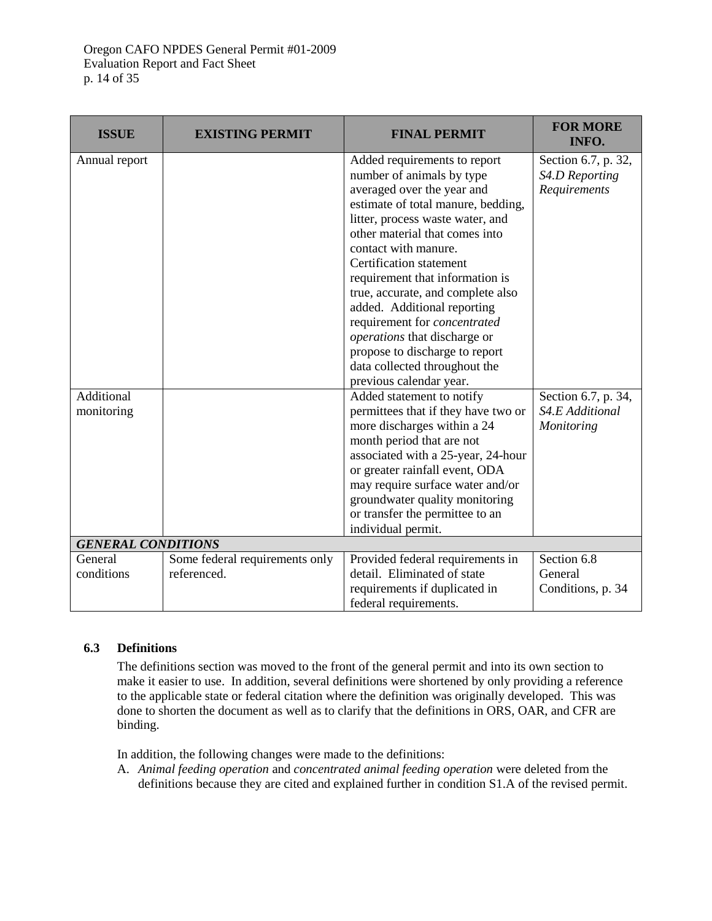| ISSUE | EXISTING PERMIT | FINAL PERMIT | FOR MORE INFO. |
| --- | --- | --- | --- |
| Annual report | | Added requirements to report number of animals by type averaged over the year and estimate of total manure, bedding, litter, process waste water, and other material that comes into contact with manure. Certification statement requirement that information is true, accurate, and complete also added. Additional reporting requirement for *concentrated operations* that discharge or propose to discharge to report data collected throughout the previous calendar year. | Section 6.7, p. 32, *S4.D Reporting Requirements* |
| Additional monitoring | | Added statement to notify permittees that if they have two or more discharges within a 24 month period that are not associated with a 25-year, 24-hour or greater rainfall event, ODA may require surface water and/or groundwater quality monitoring or transfer the permittee to an individual permit. | Section 6.7, p. 34, *S4.E Additional Monitoring* |
| ***GENERAL CONDITIONS*** | | | |
| General conditions | Some federal requirements only referenced. | Provided federal requirements in detail. Eliminated of state requirements if duplicated in federal requirements. | Section 6.8 General Conditions, p. 34 |

### 6.3 Definitions

The definitions section was moved to the front of the general permit and into its own section to make it easier to use. In addition, several definitions were shortened by only providing a reference to the applicable state or federal citation where the definition was originally developed. This was done to shorten the document as well as to clarify that the definitions in ORS, OAR, and CFR are binding.

In addition, the following changes were made to the definitions:

A. *Animal feeding operation* and *concentrated animal feeding operation* were deleted from the definitions because they are cited and explained further in condition S1.A of the revised permit.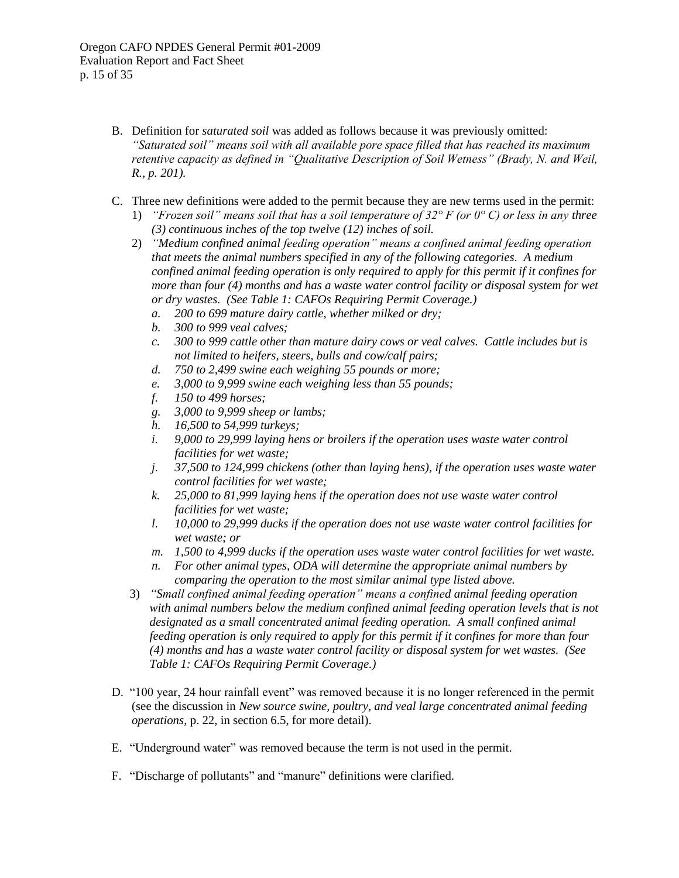B. Definition for *saturated soil* was added as follows because it was previously omitted: *"Saturated soil" means soil with all available pore space filled that has reached its maximum retentive capacity as defined in "Qualitative Description of Soil Wetness" (Brady, N. and Weil, R., p. 201).*

C. Three new definitions were added to the permit because they are new terms used in the permit:

   1) *"Frozen soil" means soil that has a soil temperature of 32° F (or 0° C) or less in any three (3) continuous inches of the top twelve (12) inches of soil.*
   2) *"Medium confined animal feeding operation" means a confined animal feeding operation that meets the animal numbers specified in any of the following categories. A medium confined animal feeding operation is only required to apply for this permit if it confines for more than four (4) months and has a waste water control facility or disposal system for wet or dry wastes. (See Table 1: CAFOs Requiring Permit Coverage.)*
      - *a. 200 to 699 mature dairy cattle, whether milked or dry;*
      - *b. 300 to 999 veal calves;*
      - *c. 300 to 999 cattle other than mature dairy cows or veal calves. Cattle includes but is not limited to heifers, steers, bulls and cow/calf pairs;*
      - *d. 750 to 2,499 swine each weighing 55 pounds or more;*
      - *e. 3,000 to 9,999 swine each weighing less than 55 pounds;*
      - *f. 150 to 499 horses;*
      - *g. 3,000 to 9,999 sheep or lambs;*
      - *h. 16,500 to 54,999 turkeys;*
      - *i. 9,000 to 29,999 laying hens or broilers if the operation uses waste water control facilities for wet waste;*
      - *j. 37,500 to 124,999 chickens (other than laying hens), if the operation uses waste water control facilities for wet waste;*
      - *k. 25,000 to 81,999 laying hens if the operation does not use waste water control facilities for wet waste;*
      - *l. 10,000 to 29,999 ducks if the operation does not use waste water control facilities for wet waste; or*
      - *m. 1,500 to 4,999 ducks if the operation uses waste water control facilities for wet waste.*
      - *n. For other animal types, ODA will determine the appropriate animal numbers by comparing the operation to the most similar animal type listed above.*
   3) *"Small confined animal feeding operation" means a confined animal feeding operation with animal numbers below the medium confined animal feeding operation levels that is not designated as a small concentrated animal feeding operation. A small confined animal feeding operation is only required to apply for this permit if it confines for more than four (4) months and has a waste water control facility or disposal system for wet wastes. (See Table 1: CAFOs Requiring Permit Coverage.)*

D. "100 year, 24 hour rainfall event" was removed because it is no longer referenced in the permit (see the discussion in *New source swine, poultry, and veal large concentrated animal feeding operations*, p. 22, in section 6.5, for more detail).

E. "Underground water" was removed because the term is not used in the permit.

F. "Discharge of pollutants" and "manure" definitions were clarified.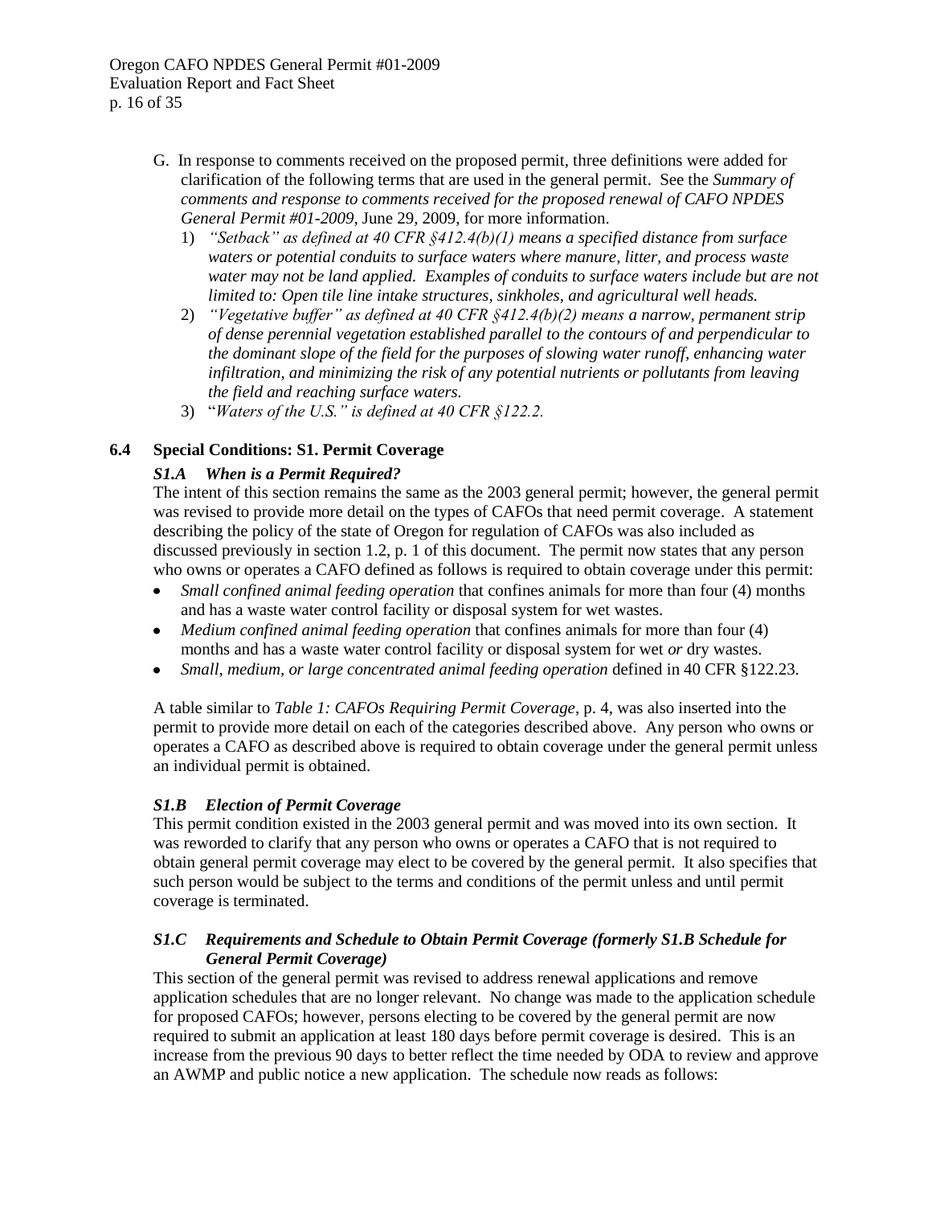G. In response to comments received on the proposed permit, three definitions were added for clarification of the following terms that are used in the general permit. See the *Summary of comments and response to comments received for the proposed renewal of CAFO NPDES General Permit #01-2009*, June 29, 2009, for more information.

1) *"Setback" as defined at 40 CFR §412.4(b)(1) means a specified distance from surface waters or potential conduits to surface waters where manure, litter, and process waste water may not be land applied. Examples of conduits to surface waters include but are not limited to: Open tile line intake structures, sinkholes, and agricultural well heads.*
2) *"Vegetative buffer" as defined at 40 CFR §412.4(b)(2) means a narrow, permanent strip of dense perennial vegetation established parallel to the contours of and perpendicular to the dominant slope of the field for the purposes of slowing water runoff, enhancing water infiltration, and minimizing the risk of any potential nutrients or pollutants from leaving the field and reaching surface waters.*
3) "*Waters of the U.S." is defined at 40 CFR §122.2.*

## 6.4 Special Conditions: S1. Permit Coverage

### *S1.A When is a Permit Required?*

The intent of this section remains the same as the 2003 general permit; however, the general permit was revised to provide more detail on the types of CAFOs that need permit coverage. A statement describing the policy of the state of Oregon for regulation of CAFOs was also included as discussed previously in section 1.2, p. 1 of this document. The permit now states that any person who owns or operates a CAFO defined as follows is required to obtain coverage under this permit:

- *Small confined animal feeding operation* that confines animals for more than four (4) months and has a waste water control facility or disposal system for wet wastes.
- *Medium confined animal feeding operation* that confines animals for more than four (4) months and has a waste water control facility or disposal system for wet *or* dry wastes.
- *Small, medium, or large concentrated animal feeding operation* defined in 40 CFR §122.23.

A table similar to *Table 1: CAFOs Requiring Permit Coverage*, p. 4, was also inserted into the permit to provide more detail on each of the categories described above. Any person who owns or operates a CAFO as described above is required to obtain coverage under the general permit unless an individual permit is obtained.

### *S1.B Election of Permit Coverage*

This permit condition existed in the 2003 general permit and was moved into its own section. It was reworded to clarify that any person who owns or operates a CAFO that is not required to obtain general permit coverage may elect to be covered by the general permit. It also specifies that such person would be subject to the terms and conditions of the permit unless and until permit coverage is terminated.

### *S1.C Requirements and Schedule to Obtain Permit Coverage (formerly S1.B Schedule for General Permit Coverage)*

This section of the general permit was revised to address renewal applications and remove application schedules that are no longer relevant. No change was made to the application schedule for proposed CAFOs; however, persons electing to be covered by the general permit are now required to submit an application at least 180 days before permit coverage is desired. This is an increase from the previous 90 days to better reflect the time needed by ODA to review and approve an AWMP and public notice a new application. The schedule now reads as follows: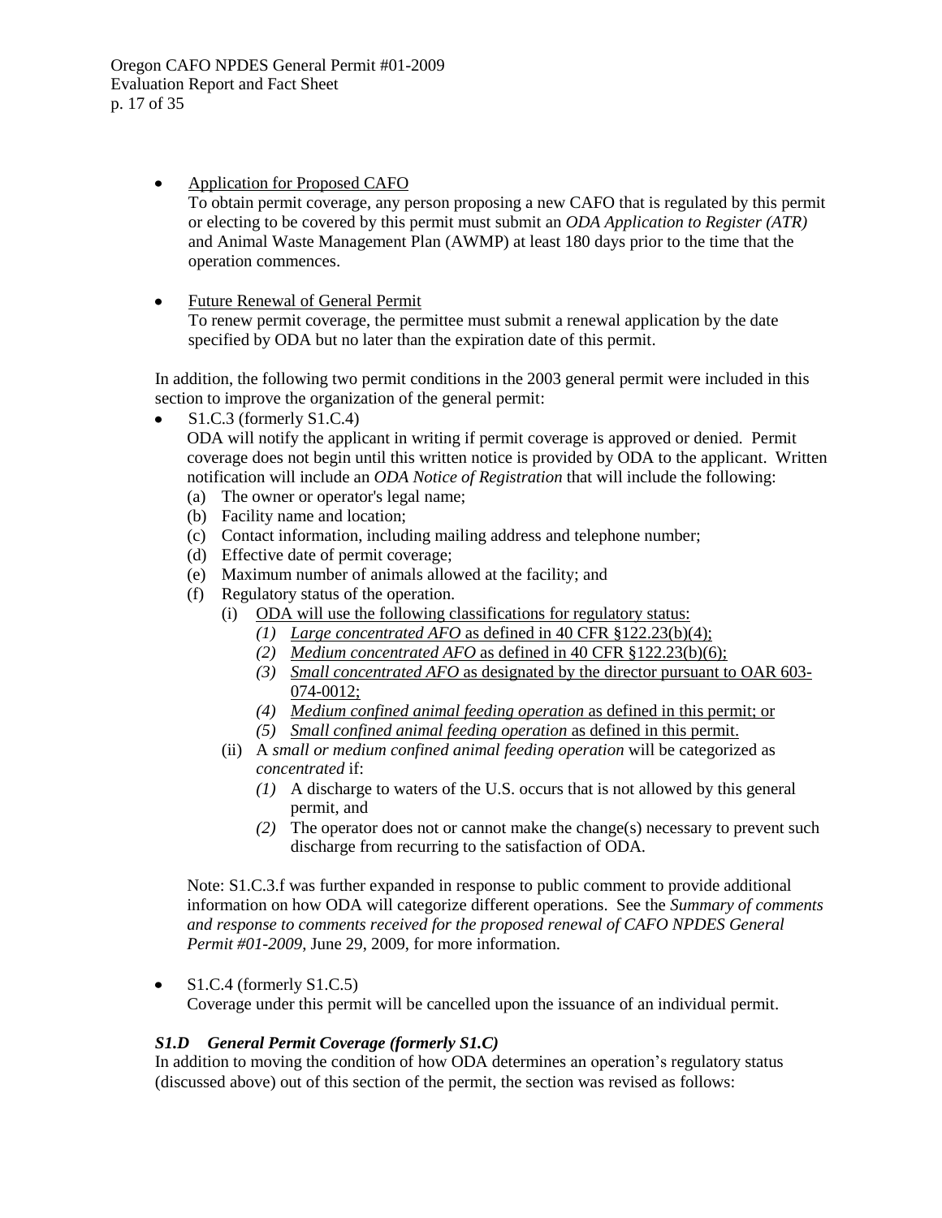- <u>Application for Proposed CAFO</u>
  To obtain permit coverage, any person proposing a new CAFO that is regulated by this permit or electing to be covered by this permit must submit an *ODA Application to Register (ATR)* and Animal Waste Management Plan (AWMP) at least 180 days prior to the time that the operation commences.

- <u>Future Renewal of General Permit</u>
  To renew permit coverage, the permittee must submit a renewal application by the date specified by ODA but no later than the expiration date of this permit.

In addition, the following two permit conditions in the 2003 general permit were included in this section to improve the organization of the general permit:

- S1.C.3 (formerly S1.C.4)
  ODA will notify the applicant in writing if permit coverage is approved or denied. Permit coverage does not begin until this written notice is provided by ODA to the applicant. Written notification will include an *ODA Notice of Registration* that will include the following:
  (a) The owner or operator's legal name;
  (b) Facility name and location;
  (c) Contact information, including mailing address and telephone number;
  (d) Effective date of permit coverage;
  (e) Maximum number of animals allowed at the facility; and
  (f) Regulatory status of the operation.
    (i) <u>ODA will use the following classifications for regulatory status:</u>
      *(1)* <u>*Large concentrated AFO* as defined in 40 CFR §122.23(b)(4);</u>
      *(2)* <u>*Medium concentrated AFO* as defined in 40 CFR §122.23(b)(6);</u>
      *(3)* <u>*Small concentrated AFO* as designated by the director pursuant to OAR 603-074-0012;</u>
      *(4)* <u>*Medium confined animal feeding operation* as defined in this permit; or</u>
      *(5)* <u>*Small confined animal feeding operation* as defined in this permit.</u>
    (ii) A *small or medium confined animal feeding operation* will be categorized as *concentrated* if:
      *(1)* A discharge to waters of the U.S. occurs that is not allowed by this general permit, and
      *(2)* The operator does not or cannot make the change(s) necessary to prevent such discharge from recurring to the satisfaction of ODA.

  Note: S1.C.3.f was further expanded in response to public comment to provide additional information on how ODA will categorize different operations. See the *Summary of comments and response to comments received for the proposed renewal of CAFO NPDES General Permit #01-2009*, June 29, 2009, for more information.

- S1.C.4 (formerly S1.C.5)
  Coverage under this permit will be cancelled upon the issuance of an individual permit.

### *S1.D General Permit Coverage (formerly S1.C)*

In addition to moving the condition of how ODA determines an operation's regulatory status (discussed above) out of this section of the permit, the section was revised as follows: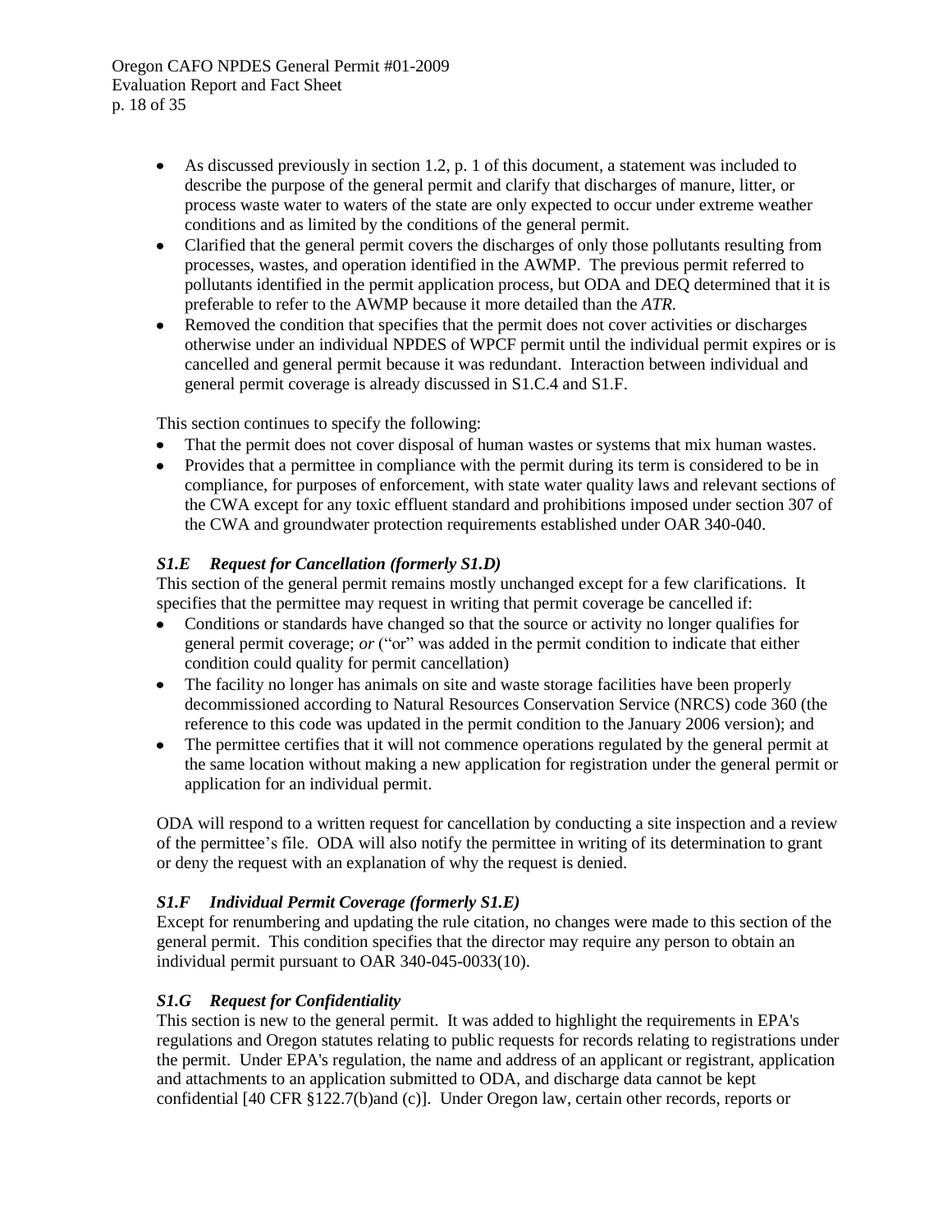- As discussed previously in section 1.2, p. 1 of this document, a statement was included to describe the purpose of the general permit and clarify that discharges of manure, litter, or process waste water to waters of the state are only expected to occur under extreme weather conditions and as limited by the conditions of the general permit.
- Clarified that the general permit covers the discharges of only those pollutants resulting from processes, wastes, and operation identified in the AWMP. The previous permit referred to pollutants identified in the permit application process, but ODA and DEQ determined that it is preferable to refer to the AWMP because it more detailed than the *ATR.*
- Removed the condition that specifies that the permit does not cover activities or discharges otherwise under an individual NPDES of WPCF permit until the individual permit expires or is cancelled and general permit because it was redundant. Interaction between individual and general permit coverage is already discussed in S1.C.4 and S1.F.

This section continues to specify the following:

- That the permit does not cover disposal of human wastes or systems that mix human wastes.
- Provides that a permittee in compliance with the permit during its term is considered to be in compliance, for purposes of enforcement, with state water quality laws and relevant sections of the CWA except for any toxic effluent standard and prohibitions imposed under section 307 of the CWA and groundwater protection requirements established under OAR 340-040.

### *S1.E Request for Cancellation (formerly S1.D)*

This section of the general permit remains mostly unchanged except for a few clarifications. It specifies that the permittee may request in writing that permit coverage be cancelled if:

- Conditions or standards have changed so that the source or activity no longer qualifies for general permit coverage; *or* ("or" was added in the permit condition to indicate that either condition could quality for permit cancellation)
- The facility no longer has animals on site and waste storage facilities have been properly decommissioned according to Natural Resources Conservation Service (NRCS) code 360 (the reference to this code was updated in the permit condition to the January 2006 version); and
- The permittee certifies that it will not commence operations regulated by the general permit at the same location without making a new application for registration under the general permit or application for an individual permit.

ODA will respond to a written request for cancellation by conducting a site inspection and a review of the permittee's file. ODA will also notify the permittee in writing of its determination to grant or deny the request with an explanation of why the request is denied.

### *S1.F Individual Permit Coverage (formerly S1.E)*

Except for renumbering and updating the rule citation, no changes were made to this section of the general permit. This condition specifies that the director may require any person to obtain an individual permit pursuant to OAR 340-045-0033(10).

### *S1.G Request for Confidentiality*

This section is new to the general permit. It was added to highlight the requirements in EPA's regulations and Oregon statutes relating to public requests for records relating to registrations under the permit. Under EPA's regulation, the name and address of an applicant or registrant, application and attachments to an application submitted to ODA, and discharge data cannot be kept confidential [40 CFR §122.7(b)and (c)]. Under Oregon law, certain other records, reports or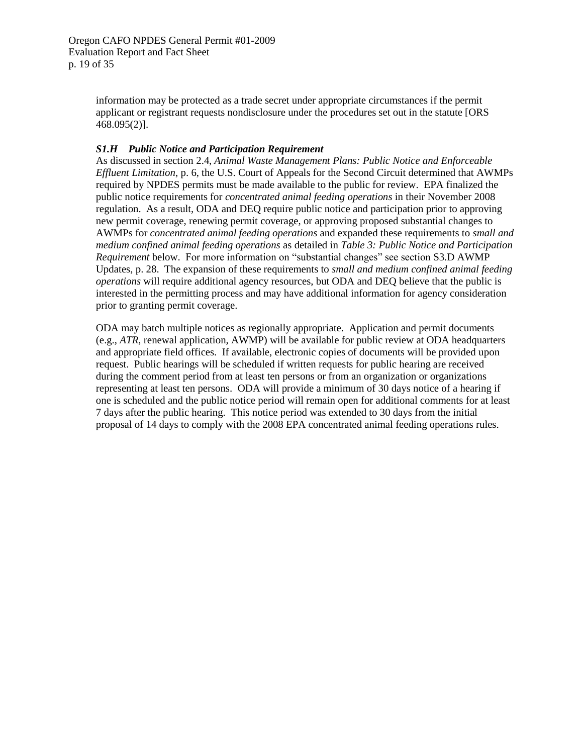information may be protected as a trade secret under appropriate circumstances if the permit applicant or registrant requests nondisclosure under the procedures set out in the statute [ORS 468.095(2)].

### *S1.H Public Notice and Participation Requirement*

As discussed in section 2.4, *Animal Waste Management Plans: Public Notice and Enforceable Effluent Limitation*, p. 6, the U.S. Court of Appeals for the Second Circuit determined that AWMPs required by NPDES permits must be made available to the public for review. EPA finalized the public notice requirements for *concentrated animal feeding operations* in their November 2008 regulation. As a result, ODA and DEQ require public notice and participation prior to approving new permit coverage, renewing permit coverage, or approving proposed substantial changes to AWMPs for *concentrated animal feeding operations* and expanded these requirements to *small and medium confined animal feeding operations* as detailed in *Table 3: Public Notice and Participation Requirement* below. For more information on "substantial changes" see section S3.D AWMP Updates, p. 28. The expansion of these requirements to *small and medium confined animal feeding operations* will require additional agency resources, but ODA and DEQ believe that the public is interested in the permitting process and may have additional information for agency consideration prior to granting permit coverage.

ODA may batch multiple notices as regionally appropriate. Application and permit documents (e.g., *ATR*, renewal application, AWMP) will be available for public review at ODA headquarters and appropriate field offices. If available, electronic copies of documents will be provided upon request. Public hearings will be scheduled if written requests for public hearing are received during the comment period from at least ten persons or from an organization or organizations representing at least ten persons. ODA will provide a minimum of 30 days notice of a hearing if one is scheduled and the public notice period will remain open for additional comments for at least 7 days after the public hearing. This notice period was extended to 30 days from the initial proposal of 14 days to comply with the 2008 EPA concentrated animal feeding operations rules.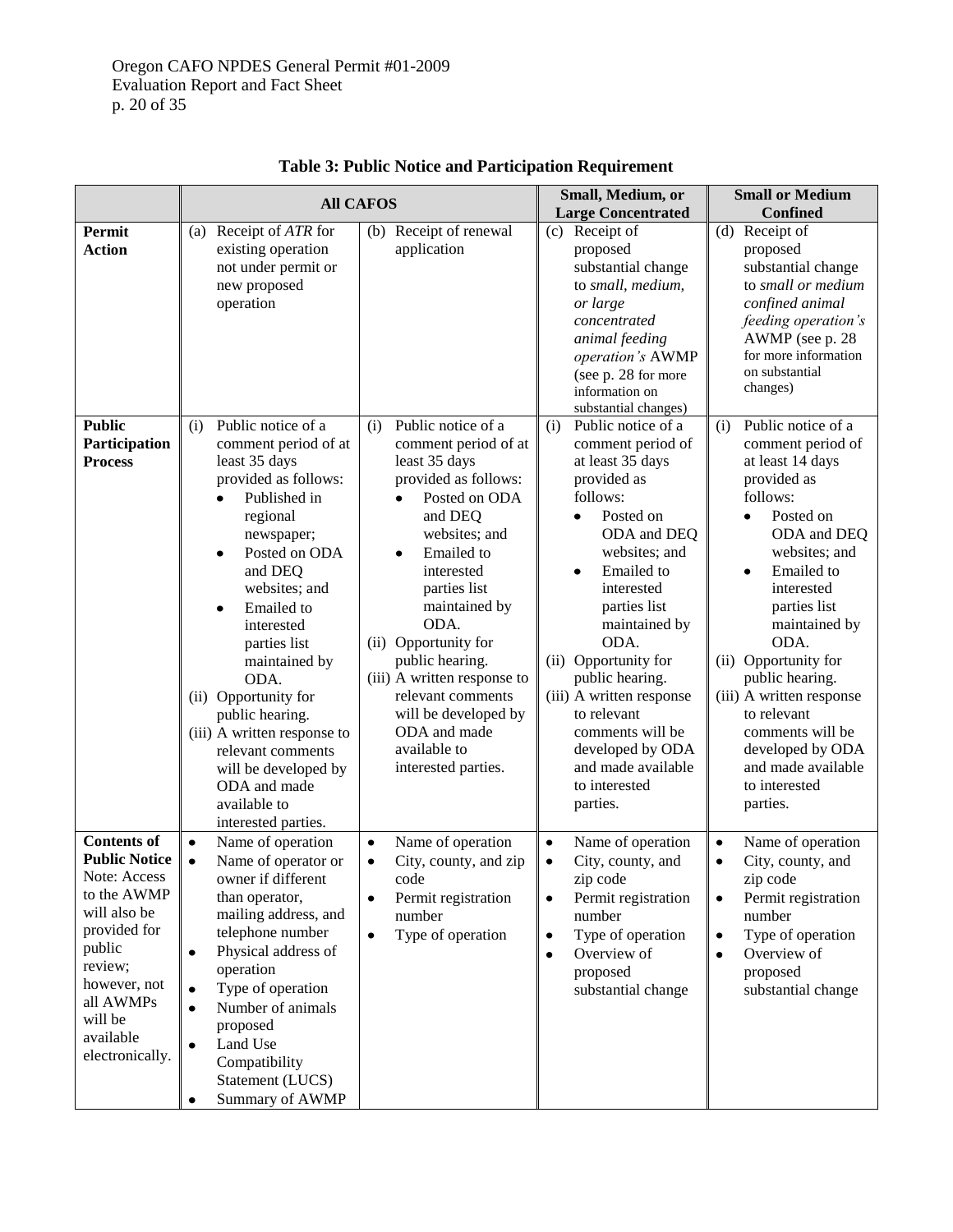**Table 3: Public Notice and Participation Requirement**

| | All CAFOS | | Small, Medium, or Large Concentrated | Small or Medium Confined |
|---|---|---|---|---|
| **Permit Action** | (a) Receipt of *ATR* for existing operation not under permit or new proposed operation | (b) Receipt of renewal application | (c) Receipt of proposed substantial change to *small, medium, or large concentrated animal feeding operation's* AWMP (see p. 28 for more information on substantial changes) | (d) Receipt of proposed substantial change to *small or medium confined animal feeding operation's* AWMP (see p. 28 for more information on substantial changes) |
| **Public Participation Process** | (i) Public notice of a comment period of at least 35 days provided as follows: <br>• Published in regional newspaper; <br>• Posted on ODA and DEQ websites; and <br>• Emailed to interested parties list maintained by ODA. <br>(ii) Opportunity for public hearing. <br>(iii) A written response to relevant comments will be developed by ODA and made available to interested parties. | (i) Public notice of a comment period of at least 35 days provided as follows: <br>• Posted on ODA and DEQ websites; and <br>• Emailed to interested parties list maintained by ODA. <br>(ii) Opportunity for public hearing. <br>(iii) A written response to relevant comments will be developed by ODA and made available to interested parties. | (i) Public notice of a comment period of at least 35 days provided as follows: <br>• Posted on ODA and DEQ websites; and <br>• Emailed to interested parties list maintained by ODA. <br>(ii) Opportunity for public hearing. <br>(iii) A written response to relevant comments will be developed by ODA and made available to interested parties. | (i) Public notice of a comment period of at least 14 days provided as follows: <br>• Posted on ODA and DEQ websites; and <br>• Emailed to interested parties list maintained by ODA. <br>(ii) Opportunity for public hearing. <br>(iii) A written response to relevant comments will be developed by ODA and made available to interested parties. |
| **Contents of Public Notice** Note: Access to the AWMP will also be provided for public review; however, not all AWMPs will be available electronically. | • Name of operation <br>• Name of operator or owner if different than operator, mailing address, and telephone number <br>• Physical address of operation <br>• Type of operation <br>• Number of animals proposed <br>• Land Use Compatibility Statement (LUCS) <br>• Summary of AWMP | • Name of operation <br>• City, county, and zip code <br>• Permit registration number <br>• Type of operation | • Name of operation <br>• City, county, and zip code <br>• Permit registration number <br>• Type of operation <br>• Overview of proposed substantial change | • Name of operation <br>• City, county, and zip code <br>• Permit registration number <br>• Type of operation <br>• Overview of proposed substantial change |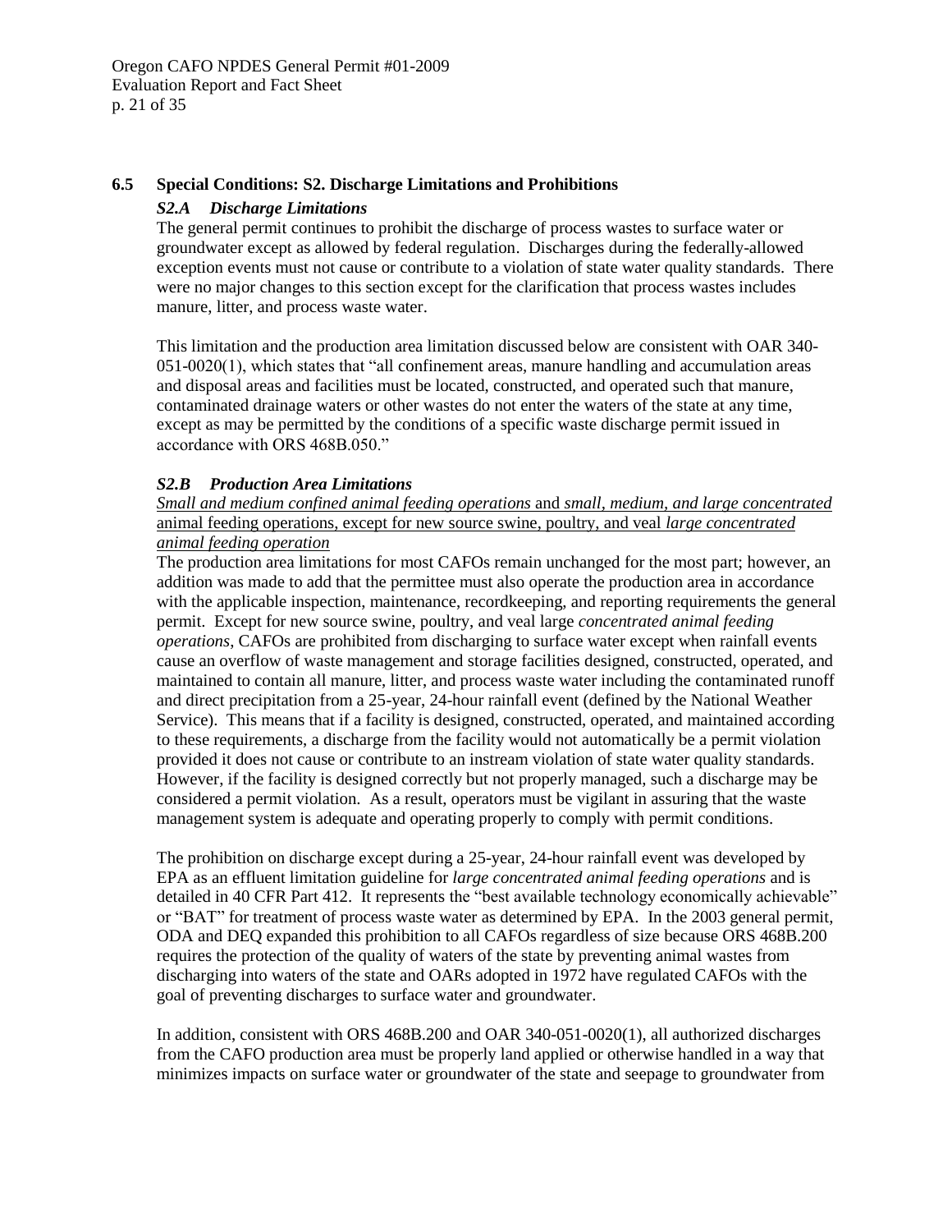## 6.5 Special Conditions: S2. Discharge Limitations and Prohibitions

### *S2.A Discharge Limitations*

The general permit continues to prohibit the discharge of process wastes to surface water or groundwater except as allowed by federal regulation. Discharges during the federally-allowed exception events must not cause or contribute to a violation of state water quality standards. There were no major changes to this section except for the clarification that process wastes includes manure, litter, and process waste water.

This limitation and the production area limitation discussed below are consistent with OAR 340-051-0020(1), which states that "all confinement areas, manure handling and accumulation areas and disposal areas and facilities must be located, constructed, and operated such that manure, contaminated drainage waters or other wastes do not enter the waters of the state at any time, except as may be permitted by the conditions of a specific waste discharge permit issued in accordance with ORS 468B.050."

### *S2.B Production Area Limitations*

*Small and medium confined animal feeding operations* and *small, medium, and large concentrated* animal feeding operations, except for new source swine, poultry, and veal *large concentrated animal feeding operation*

The production area limitations for most CAFOs remain unchanged for the most part; however, an addition was made to add that the permittee must also operate the production area in accordance with the applicable inspection, maintenance, recordkeeping, and reporting requirements the general permit. Except for new source swine, poultry, and veal large *concentrated animal feeding operations*, CAFOs are prohibited from discharging to surface water except when rainfall events cause an overflow of waste management and storage facilities designed, constructed, operated, and maintained to contain all manure, litter, and process waste water including the contaminated runoff and direct precipitation from a 25-year, 24-hour rainfall event (defined by the National Weather Service). This means that if a facility is designed, constructed, operated, and maintained according to these requirements, a discharge from the facility would not automatically be a permit violation provided it does not cause or contribute to an instream violation of state water quality standards. However, if the facility is designed correctly but not properly managed, such a discharge may be considered a permit violation. As a result, operators must be vigilant in assuring that the waste management system is adequate and operating properly to comply with permit conditions.

The prohibition on discharge except during a 25-year, 24-hour rainfall event was developed by EPA as an effluent limitation guideline for *large concentrated animal feeding operations* and is detailed in 40 CFR Part 412. It represents the "best available technology economically achievable" or "BAT" for treatment of process waste water as determined by EPA. In the 2003 general permit, ODA and DEQ expanded this prohibition to all CAFOs regardless of size because ORS 468B.200 requires the protection of the quality of waters of the state by preventing animal wastes from discharging into waters of the state and OARs adopted in 1972 have regulated CAFOs with the goal of preventing discharges to surface water and groundwater.

In addition, consistent with ORS 468B.200 and OAR 340-051-0020(1), all authorized discharges from the CAFO production area must be properly land applied or otherwise handled in a way that minimizes impacts on surface water or groundwater of the state and seepage to groundwater from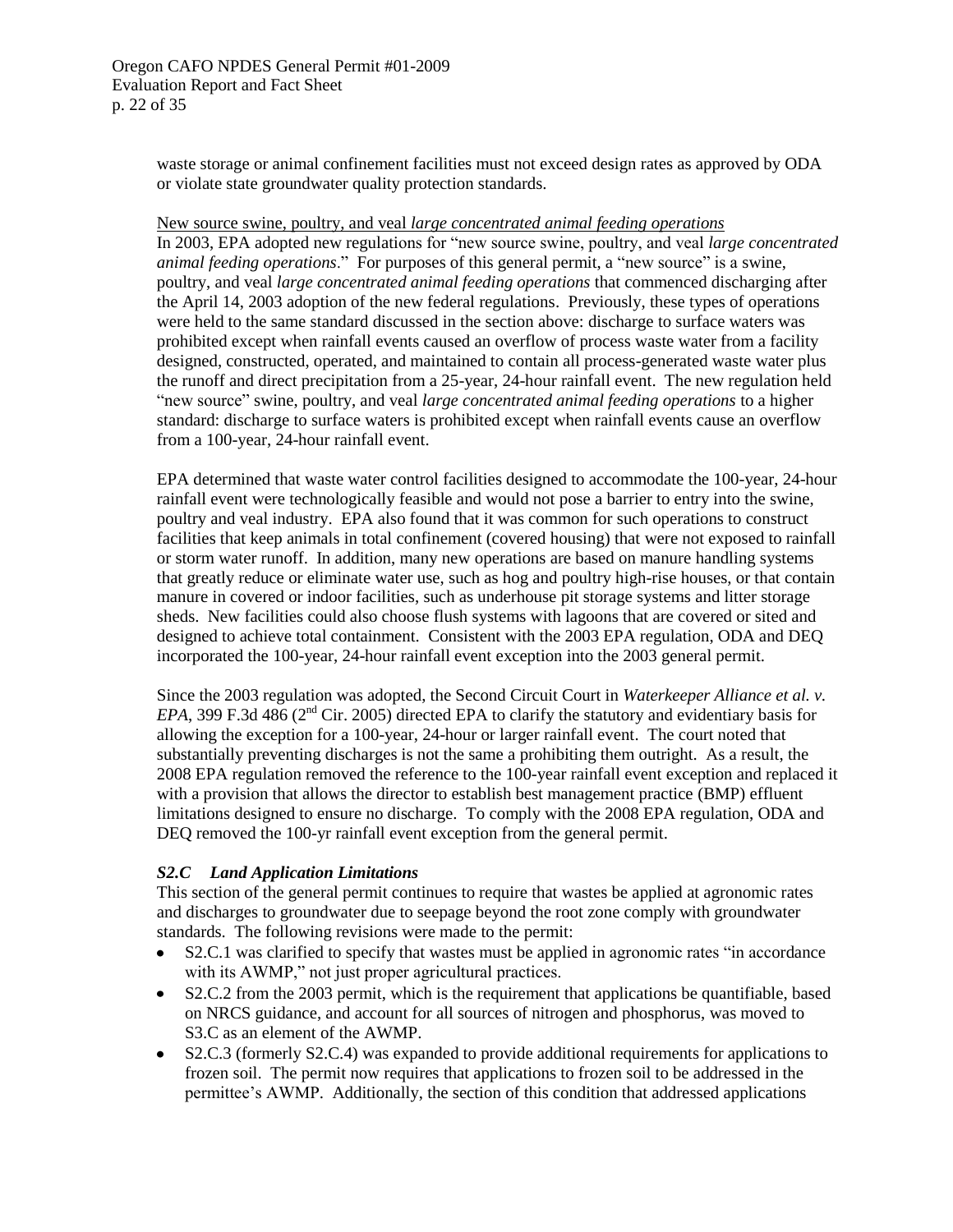waste storage or animal confinement facilities must not exceed design rates as approved by ODA or violate state groundwater quality protection standards.

New source swine, poultry, and veal *large concentrated animal feeding operations*

In 2003, EPA adopted new regulations for "new source swine, poultry, and veal *large concentrated animal feeding operations*." For purposes of this general permit, a "new source" is a swine, poultry, and veal *large concentrated animal feeding operations* that commenced discharging after the April 14, 2003 adoption of the new federal regulations. Previously, these types of operations were held to the same standard discussed in the section above: discharge to surface waters was prohibited except when rainfall events caused an overflow of process waste water from a facility designed, constructed, operated, and maintained to contain all process-generated waste water plus the runoff and direct precipitation from a 25-year, 24-hour rainfall event. The new regulation held "new source" swine, poultry, and veal *large concentrated animal feeding operations* to a higher standard: discharge to surface waters is prohibited except when rainfall events cause an overflow from a 100-year, 24-hour rainfall event.

EPA determined that waste water control facilities designed to accommodate the 100-year, 24-hour rainfall event were technologically feasible and would not pose a barrier to entry into the swine, poultry and veal industry. EPA also found that it was common for such operations to construct facilities that keep animals in total confinement (covered housing) that were not exposed to rainfall or storm water runoff. In addition, many new operations are based on manure handling systems that greatly reduce or eliminate water use, such as hog and poultry high-rise houses, or that contain manure in covered or indoor facilities, such as underhouse pit storage systems and litter storage sheds. New facilities could also choose flush systems with lagoons that are covered or sited and designed to achieve total containment. Consistent with the 2003 EPA regulation, ODA and DEQ incorporated the 100-year, 24-hour rainfall event exception into the 2003 general permit.

Since the 2003 regulation was adopted, the Second Circuit Court in *Waterkeeper Alliance et al. v. EPA*, 399 F.3d 486 (2nd Cir. 2005) directed EPA to clarify the statutory and evidentiary basis for allowing the exception for a 100-year, 24-hour or larger rainfall event. The court noted that substantially preventing discharges is not the same a prohibiting them outright. As a result, the 2008 EPA regulation removed the reference to the 100-year rainfall event exception and replaced it with a provision that allows the director to establish best management practice (BMP) effluent limitations designed to ensure no discharge. To comply with the 2008 EPA regulation, ODA and DEQ removed the 100-yr rainfall event exception from the general permit.

### *S2.C Land Application Limitations*

This section of the general permit continues to require that wastes be applied at agronomic rates and discharges to groundwater due to seepage beyond the root zone comply with groundwater standards. The following revisions were made to the permit:

- S2.C.1 was clarified to specify that wastes must be applied in agronomic rates "in accordance with its AWMP," not just proper agricultural practices.
- S2.C.2 from the 2003 permit, which is the requirement that applications be quantifiable, based on NRCS guidance, and account for all sources of nitrogen and phosphorus, was moved to S3.C as an element of the AWMP.
- S2.C.3 (formerly S2.C.4) was expanded to provide additional requirements for applications to frozen soil. The permit now requires that applications to frozen soil to be addressed in the permittee's AWMP. Additionally, the section of this condition that addressed applications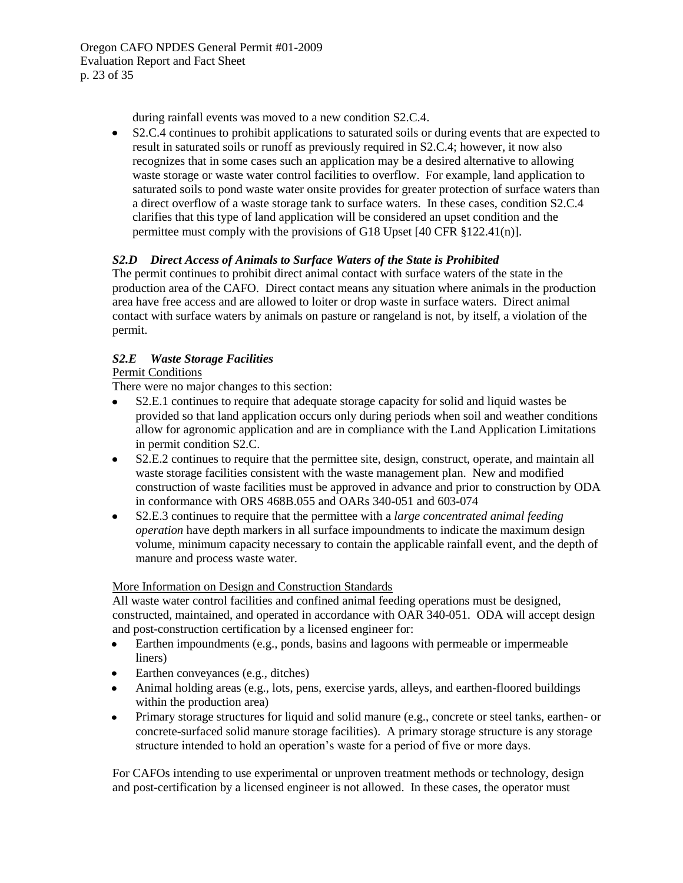during rainfall events was moved to a new condition S2.C.4.

- S2.C.4 continues to prohibit applications to saturated soils or during events that are expected to result in saturated soils or runoff as previously required in S2.C.4; however, it now also recognizes that in some cases such an application may be a desired alternative to allowing waste storage or waste water control facilities to overflow. For example, land application to saturated soils to pond waste water onsite provides for greater protection of surface waters than a direct overflow of a waste storage tank to surface waters. In these cases, condition S2.C.4 clarifies that this type of land application will be considered an upset condition and the permittee must comply with the provisions of G18 Upset [40 CFR §122.41(n)].

### *S2.D Direct Access of Animals to Surface Waters of the State is Prohibited*

The permit continues to prohibit direct animal contact with surface waters of the state in the production area of the CAFO. Direct contact means any situation where animals in the production area have free access and are allowed to loiter or drop waste in surface waters. Direct animal contact with surface waters by animals on pasture or rangeland is not, by itself, a violation of the permit.

### *S2.E Waste Storage Facilities*

Permit Conditions

There were no major changes to this section:

- S2.E.1 continues to require that adequate storage capacity for solid and liquid wastes be provided so that land application occurs only during periods when soil and weather conditions allow for agronomic application and are in compliance with the Land Application Limitations in permit condition S2.C.
- S2.E.2 continues to require that the permittee site, design, construct, operate, and maintain all waste storage facilities consistent with the waste management plan. New and modified construction of waste facilities must be approved in advance and prior to construction by ODA in conformance with ORS 468B.055 and OARs 340-051 and 603-074
- S2.E.3 continues to require that the permittee with a *large concentrated animal feeding operation* have depth markers in all surface impoundments to indicate the maximum design volume, minimum capacity necessary to contain the applicable rainfall event, and the depth of manure and process waste water.

More Information on Design and Construction Standards

All waste water control facilities and confined animal feeding operations must be designed, constructed, maintained, and operated in accordance with OAR 340-051. ODA will accept design and post-construction certification by a licensed engineer for:

- Earthen impoundments (e.g., ponds, basins and lagoons with permeable or impermeable liners)
- Earthen conveyances (e.g., ditches)
- Animal holding areas (e.g., lots, pens, exercise yards, alleys, and earthen-floored buildings within the production area)
- Primary storage structures for liquid and solid manure (e.g., concrete or steel tanks, earthen- or concrete-surfaced solid manure storage facilities). A primary storage structure is any storage structure intended to hold an operation's waste for a period of five or more days.

For CAFOs intending to use experimental or unproven treatment methods or technology, design and post-certification by a licensed engineer is not allowed. In these cases, the operator must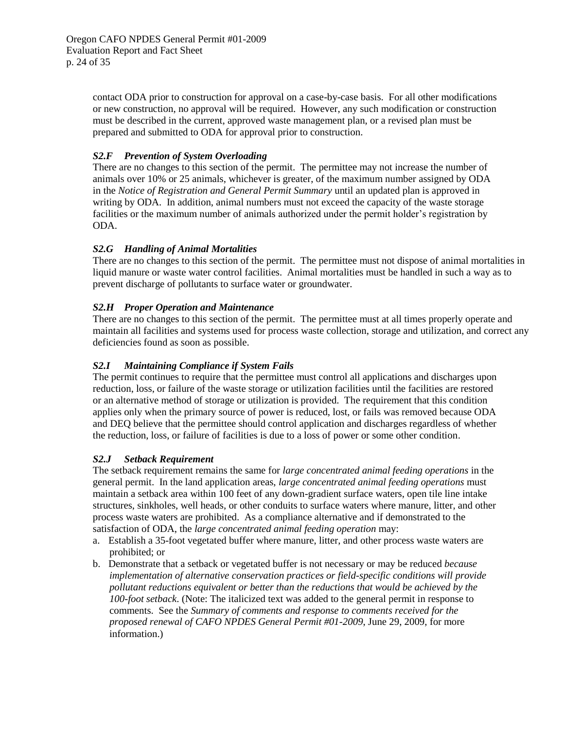contact ODA prior to construction for approval on a case-by-case basis. For all other modifications or new construction, no approval will be required. However, any such modification or construction must be described in the current, approved waste management plan, or a revised plan must be prepared and submitted to ODA for approval prior to construction.

### *S2.F Prevention of System Overloading*

There are no changes to this section of the permit. The permittee may not increase the number of animals over 10% or 25 animals, whichever is greater, of the maximum number assigned by ODA in the *Notice of Registration and General Permit Summary* until an updated plan is approved in writing by ODA. In addition, animal numbers must not exceed the capacity of the waste storage facilities or the maximum number of animals authorized under the permit holder's registration by ODA.

### *S2.G Handling of Animal Mortalities*

There are no changes to this section of the permit. The permittee must not dispose of animal mortalities in liquid manure or waste water control facilities. Animal mortalities must be handled in such a way as to prevent discharge of pollutants to surface water or groundwater.

### *S2.H Proper Operation and Maintenance*

There are no changes to this section of the permit. The permittee must at all times properly operate and maintain all facilities and systems used for process waste collection, storage and utilization, and correct any deficiencies found as soon as possible.

### *S2.I Maintaining Compliance if System Fails*

The permit continues to require that the permittee must control all applications and discharges upon reduction, loss, or failure of the waste storage or utilization facilities until the facilities are restored or an alternative method of storage or utilization is provided. The requirement that this condition applies only when the primary source of power is reduced, lost, or fails was removed because ODA and DEQ believe that the permittee should control application and discharges regardless of whether the reduction, loss, or failure of facilities is due to a loss of power or some other condition.

### *S2.J Setback Requirement*

The setback requirement remains the same for *large concentrated animal feeding operations* in the general permit. In the land application areas, *large concentrated animal feeding operations* must maintain a setback area within 100 feet of any down-gradient surface waters, open tile line intake structures, sinkholes, well heads, or other conduits to surface waters where manure, litter, and other process waste waters are prohibited. As a compliance alternative and if demonstrated to the satisfaction of ODA, the *large concentrated animal feeding operation* may:

a. Establish a 35-foot vegetated buffer where manure, litter, and other process waste waters are prohibited; or
b. Demonstrate that a setback or vegetated buffer is not necessary or may be reduced *because implementation of alternative conservation practices or field-specific conditions will provide pollutant reductions equivalent or better than the reductions that would be achieved by the 100-foot setback*. (Note: The italicized text was added to the general permit in response to comments. See the *Summary of comments and response to comments received for the proposed renewal of CAFO NPDES General Permit #01-2009*, June 29, 2009, for more information.)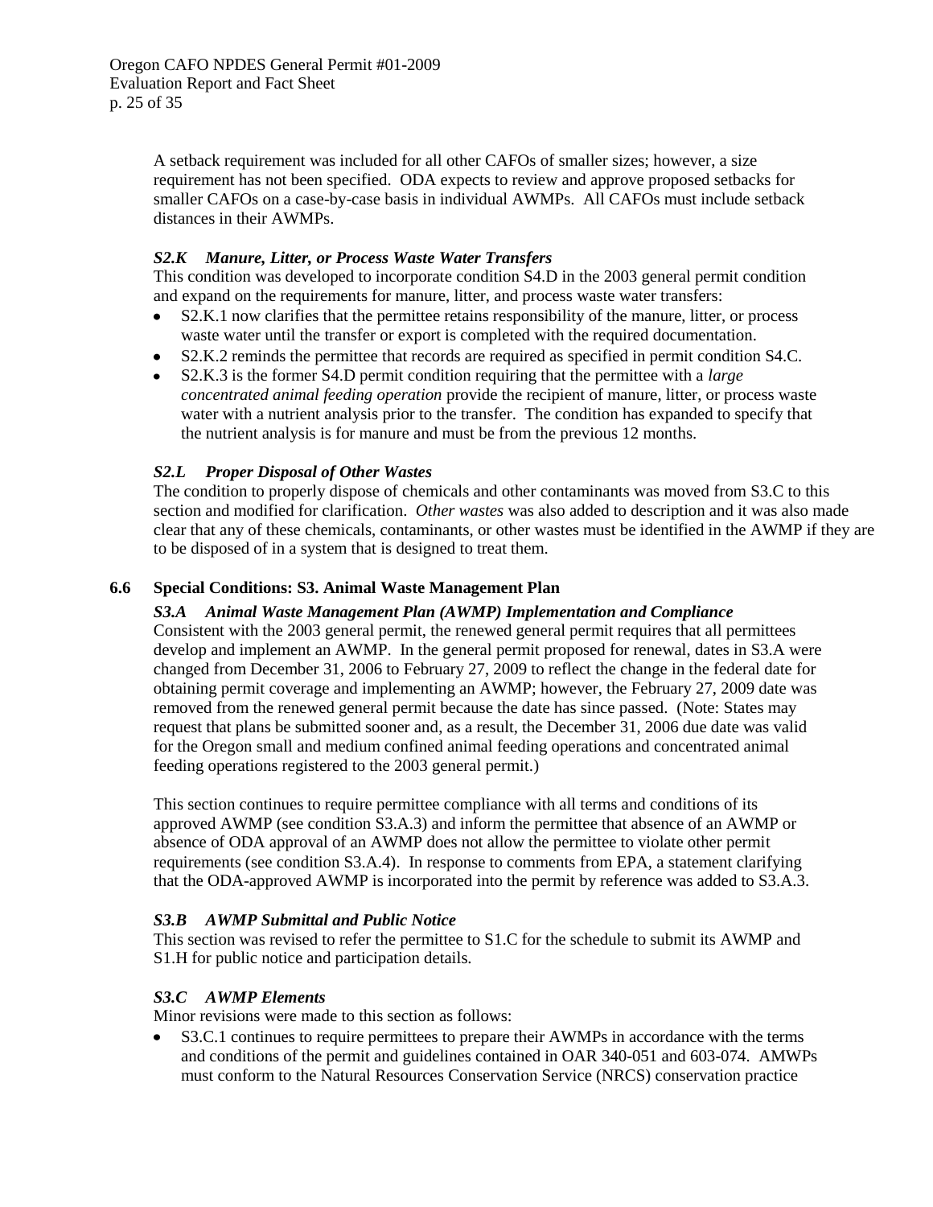A setback requirement was included for all other CAFOs of smaller sizes; however, a size requirement has not been specified. ODA expects to review and approve proposed setbacks for smaller CAFOs on a case-by-case basis in individual AWMPs. All CAFOs must include setback distances in their AWMPs.

#### *S2.K Manure, Litter, or Process Waste Water Transfers*

This condition was developed to incorporate condition S4.D in the 2003 general permit condition and expand on the requirements for manure, litter, and process waste water transfers:

- S2.K.1 now clarifies that the permittee retains responsibility of the manure, litter, or process waste water until the transfer or export is completed with the required documentation.
- S2.K.2 reminds the permittee that records are required as specified in permit condition S4.C.
- S2.K.3 is the former S4.D permit condition requiring that the permittee with a *large concentrated animal feeding operation* provide the recipient of manure, litter, or process waste water with a nutrient analysis prior to the transfer. The condition has expanded to specify that the nutrient analysis is for manure and must be from the previous 12 months.

#### *S2.L Proper Disposal of Other Wastes*

The condition to properly dispose of chemicals and other contaminants was moved from S3.C to this section and modified for clarification. *Other wastes* was also added to description and it was also made clear that any of these chemicals, contaminants, or other wastes must be identified in the AWMP if they are to be disposed of in a system that is designed to treat them.

### 6.6 Special Conditions: S3. Animal Waste Management Plan

#### *S3.A Animal Waste Management Plan (AWMP) Implementation and Compliance*

Consistent with the 2003 general permit, the renewed general permit requires that all permittees develop and implement an AWMP. In the general permit proposed for renewal, dates in S3.A were changed from December 31, 2006 to February 27, 2009 to reflect the change in the federal date for obtaining permit coverage and implementing an AWMP; however, the February 27, 2009 date was removed from the renewed general permit because the date has since passed. (Note: States may request that plans be submitted sooner and, as a result, the December 31, 2006 due date was valid for the Oregon small and medium confined animal feeding operations and concentrated animal feeding operations registered to the 2003 general permit.)

This section continues to require permittee compliance with all terms and conditions of its approved AWMP (see condition S3.A.3) and inform the permittee that absence of an AWMP or absence of ODA approval of an AWMP does not allow the permittee to violate other permit requirements (see condition S3.A.4). In response to comments from EPA, a statement clarifying that the ODA-approved AWMP is incorporated into the permit by reference was added to S3.A.3.

#### *S3.B AWMP Submittal and Public Notice*

This section was revised to refer the permittee to S1.C for the schedule to submit its AWMP and S1.H for public notice and participation details.

#### *S3.C AWMP Elements*

Minor revisions were made to this section as follows:

- S3.C.1 continues to require permittees to prepare their AWMPs in accordance with the terms and conditions of the permit and guidelines contained in OAR 340-051 and 603-074. AMWPs must conform to the Natural Resources Conservation Service (NRCS) conservation practice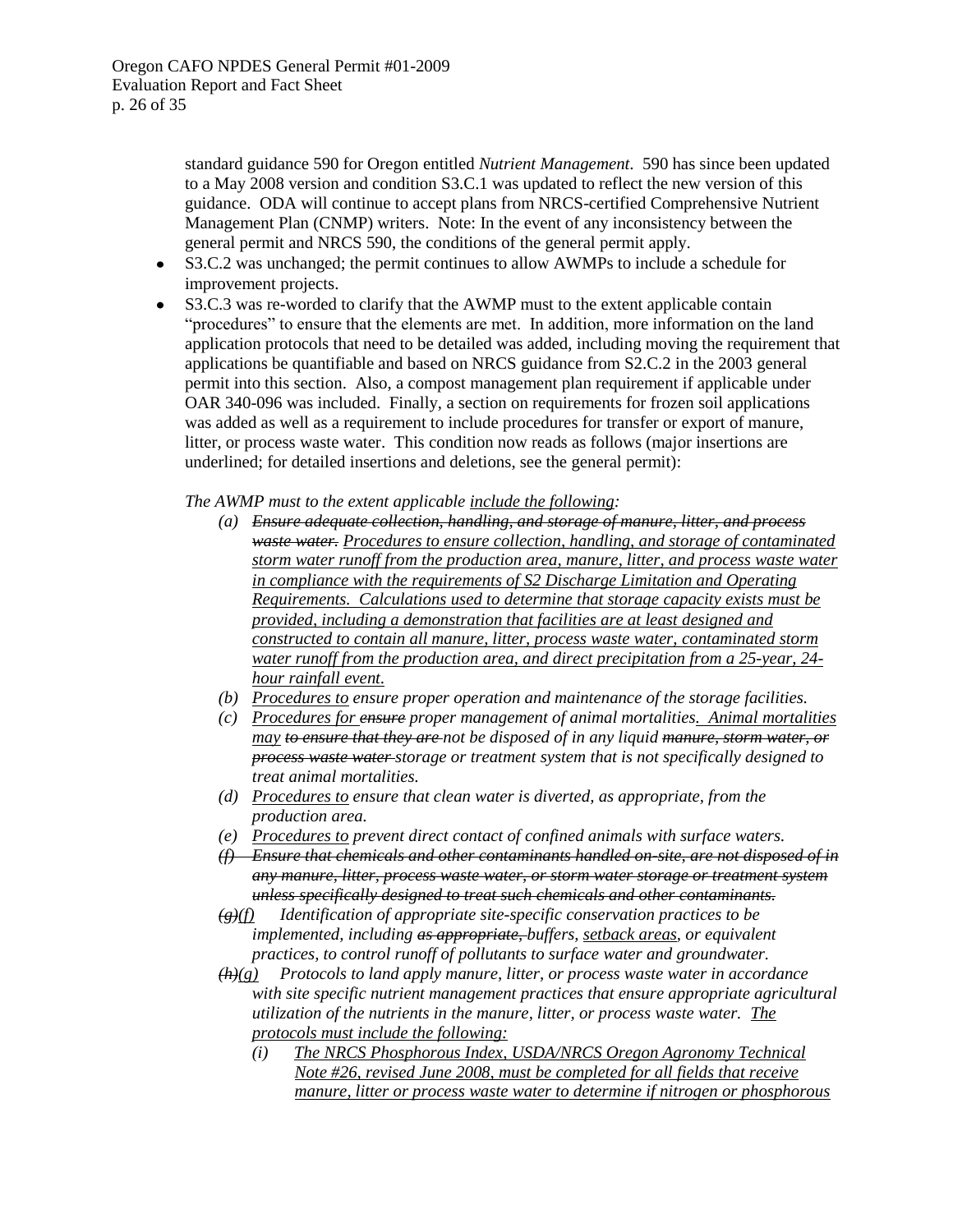standard guidance 590 for Oregon entitled *Nutrient Management*. 590 has since been updated to a May 2008 version and condition S3.C.1 was updated to reflect the new version of this guidance. ODA will continue to accept plans from NRCS-certified Comprehensive Nutrient Management Plan (CNMP) writers. Note: In the event of any inconsistency between the general permit and NRCS 590, the conditions of the general permit apply.

- S3.C.2 was unchanged; the permit continues to allow AWMPs to include a schedule for improvement projects.
- S3.C.3 was re-worded to clarify that the AWMP must to the extent applicable contain "procedures" to ensure that the elements are met. In addition, more information on the land application protocols that need to be detailed was added, including moving the requirement that applications be quantifiable and based on NRCS guidance from S2.C.2 in the 2003 general permit into this section. Also, a compost management plan requirement if applicable under OAR 340-096 was included. Finally, a section on requirements for frozen soil applications was added as well as a requirement to include procedures for transfer or export of manure, litter, or process waste water. This condition now reads as follows (major insertions are underlined; for detailed insertions and deletions, see the general permit):

*The AWMP must to the extent applicable <u>include the following</u>:*

- *(a) ~~Ensure adequate collection, handling, and storage of manure, litter, and process waste water.~~ <u>Procedures to ensure collection, handling, and storage of contaminated storm water runoff from the production area, manure, litter, and process waste water in compliance with the requirements of S2 Discharge Limitation and Operating Requirements. Calculations used to determine that storage capacity exists must be provided, including a demonstration that facilities are at least designed and constructed to contain all manure, litter, process waste water, contaminated storm water runoff from the production area, and direct precipitation from a 25-year, 24-hour rainfall event.</u>*
- *(b) <u>Procedures to</u> ensure proper operation and maintenance of the storage facilities.*
- *(c) <u>Procedures for</u> ~~ensure~~ proper management of animal mortalities<u>. Animal mortalities may</u> ~~to ensure that they are~~ not be disposed of in any liquid ~~manure, storm water, or process waste water~~ storage or treatment system that is not specifically designed to treat animal mortalities.*
- *(d) <u>Procedures to</u> ensure that clean water is diverted, as appropriate, from the production area.*
- *(e) <u>Procedures to</u> prevent direct contact of confined animals with surface waters.*
- *~~(f) Ensure that chemicals and other contaminants handled on-site, are not disposed of in any manure, litter, process waste water, or storm water storage or treatment system unless specifically designed to treat such chemicals and other contaminants.~~*
- *~~(g)~~<u>(f)</u> Identification of appropriate site-specific conservation practices to be implemented, including ~~as appropriate,~~ buffers, <u>setback areas</u>, or equivalent practices, to control runoff of pollutants to surface water and groundwater.*
- *~~(h)~~(g) Protocols to land apply manure, litter, or process waste water in accordance with site specific nutrient management practices that ensure appropriate agricultural utilization of the nutrients in the manure, litter, or process waste water. <u>The protocols must include the following:</u>*
  - *(i) <u>The NRCS Phosphorous Index, USDA/NRCS Oregon Agronomy Technical Note #26, revised June 2008, must be completed for all fields that receive manure, litter or process waste water to determine if nitrogen or phosphorous</u>*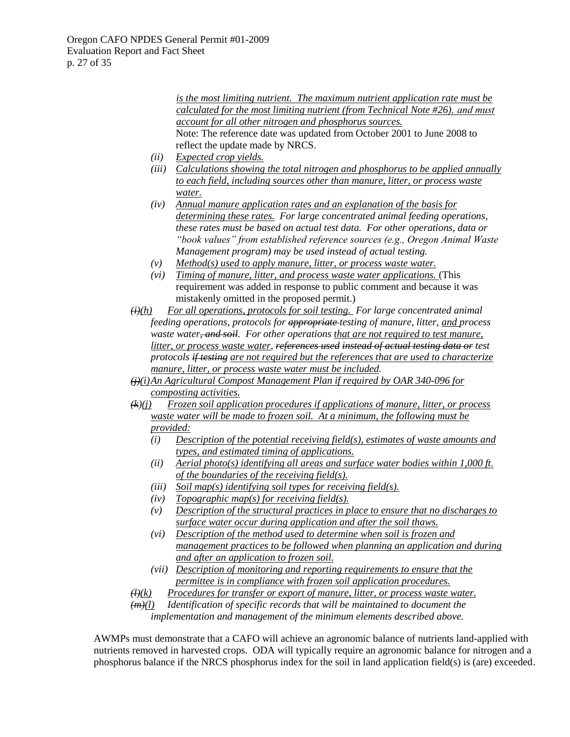*is the most limiting nutrient. The maximum nutrient application rate must be calculated for the most limiting nutrient (from Technical Note #26), and must account for all other nitrogen and phosphorus sources.*
Note: The reference date was updated from October 2001 to June 2008 to reflect the update made by NRCS.

- *(ii)* *Expected crop yields.*
- *(iii)* *Calculations showing the total nitrogen and phosphorus to be applied annually to each field, including sources other than manure, litter, or process waste water.*
- *(iv)* *Annual manure application rates and an explanation of the basis for determining these rates. For large concentrated animal feeding operations, these rates must be based on actual test data. For other operations, data or "book values" from established reference sources (e.g., Oregon Animal Waste Management program) may be used instead of actual testing.*
- *(v)* *Method(s) used to apply manure, litter, or process waste water.*
- *(vi)* *Timing of manure, litter, and process waste water applications.* (This requirement was added in response to public comment and because it was mistakenly omitted in the proposed permit.)

~~*(i)*~~*(h)* *For all operations, protocols for soil testing. For large concentrated animal feeding operations, protocols for ~~appropriate~~ testing of manure, litter, and process waste water~~, and soil~~. For other operations that are not required to test manure, litter, or process waste water, ~~references used instead of actual testing data or~~ test protocols ~~if testing~~ are not required but the references that are used to characterize manure, litter, or process waste water must be included.*

~~*(j)*~~*(i)* *An Agricultural Compost Management Plan if required by OAR 340-096 for composting activities.*

~~*(k)*~~*(j)* *Frozen soil application procedures if applications of manure, litter, or process waste water will be made to frozen soil. At a minimum, the following must be provided:*

- *(i)* *Description of the potential receiving field(s), estimates of waste amounts and types, and estimated timing of applications.*
- *(ii)* *Aerial photo(s) identifying all areas and surface water bodies within 1,000 ft. of the boundaries of the receiving field(s).*
- *(iii)* *Soil map(s) identifying soil types for receiving field(s).*
- *(iv)* *Topographic map(s) for receiving field(s).*
- *(v)* *Description of the structural practices in place to ensure that no discharges to surface water occur during application and after the soil thaws.*
- *(vi)* *Description of the method used to determine when soil is frozen and management practices to be followed when planning an application and during and after an application to frozen soil.*
- *(vii)* *Description of monitoring and reporting requirements to ensure that the permittee is in compliance with frozen soil application procedures.*

~~*(l)*~~*(k)* *Procedures for transfer or export of manure, litter, or process waste water.*

~~*(m)*~~*(l)* *Identification of specific records that will be maintained to document the implementation and management of the minimum elements described above.*

AWMPs must demonstrate that a CAFO will achieve an agronomic balance of nutrients land-applied with nutrients removed in harvested crops. ODA will typically require an agronomic balance for nitrogen and a phosphorus balance if the NRCS phosphorus index for the soil in land application field(s) is (are) exceeded.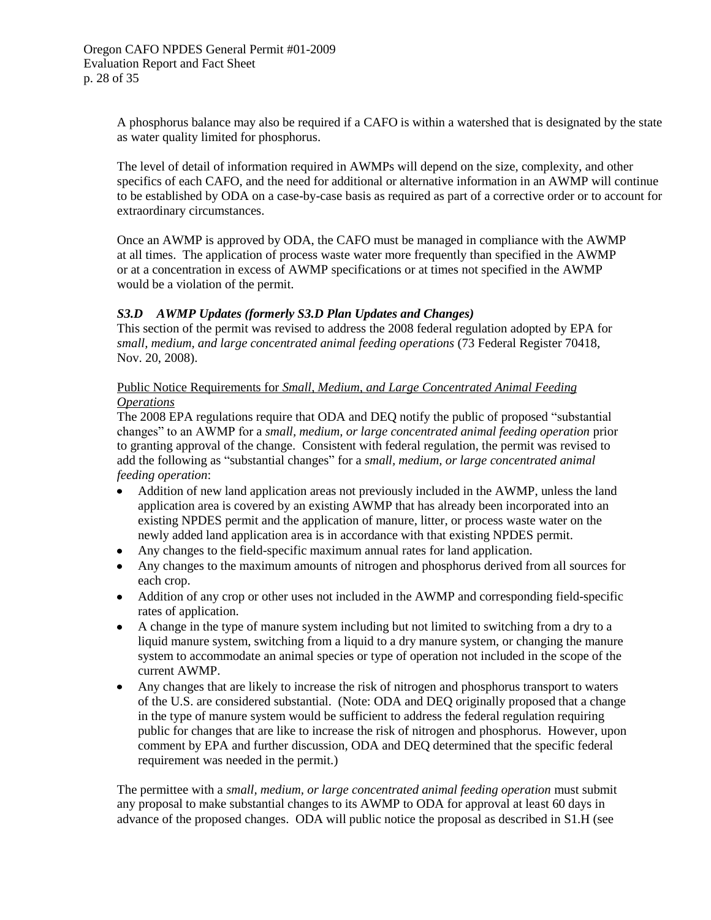A phosphorus balance may also be required if a CAFO is within a watershed that is designated by the state as water quality limited for phosphorus.

The level of detail of information required in AWMPs will depend on the size, complexity, and other specifics of each CAFO, and the need for additional or alternative information in an AWMP will continue to be established by ODA on a case-by-case basis as required as part of a corrective order or to account for extraordinary circumstances.

Once an AWMP is approved by ODA, the CAFO must be managed in compliance with the AWMP at all times. The application of process waste water more frequently than specified in the AWMP or at a concentration in excess of AWMP specifications or at times not specified in the AWMP would be a violation of the permit.

### *S3.D AWMP Updates (formerly S3.D Plan Updates and Changes)*

This section of the permit was revised to address the 2008 federal regulation adopted by EPA for *small, medium, and large concentrated animal feeding operations* (73 Federal Register 70418, Nov. 20, 2008).

<u>Public Notice Requirements for *Small, Medium, and Large Concentrated Animal Feeding Operations*</u>

The 2008 EPA regulations require that ODA and DEQ notify the public of proposed "substantial changes" to an AWMP for a *small, medium, or large concentrated animal feeding operation* prior to granting approval of the change. Consistent with federal regulation, the permit was revised to add the following as "substantial changes" for a *small, medium, or large concentrated animal feeding operation*:

- Addition of new land application areas not previously included in the AWMP, unless the land application area is covered by an existing AWMP that has already been incorporated into an existing NPDES permit and the application of manure, litter, or process waste water on the newly added land application area is in accordance with that existing NPDES permit.
- Any changes to the field-specific maximum annual rates for land application.
- Any changes to the maximum amounts of nitrogen and phosphorus derived from all sources for each crop.
- Addition of any crop or other uses not included in the AWMP and corresponding field-specific rates of application.
- A change in the type of manure system including but not limited to switching from a dry to a liquid manure system, switching from a liquid to a dry manure system, or changing the manure system to accommodate an animal species or type of operation not included in the scope of the current AWMP.
- Any changes that are likely to increase the risk of nitrogen and phosphorus transport to waters of the U.S. are considered substantial. (Note: ODA and DEQ originally proposed that a change in the type of manure system would be sufficient to address the federal regulation requiring public for changes that are like to increase the risk of nitrogen and phosphorus. However, upon comment by EPA and further discussion, ODA and DEQ determined that the specific federal requirement was needed in the permit.)

The permittee with a *small, medium, or large concentrated animal feeding operation* must submit any proposal to make substantial changes to its AWMP to ODA for approval at least 60 days in advance of the proposed changes. ODA will public notice the proposal as described in S1.H (see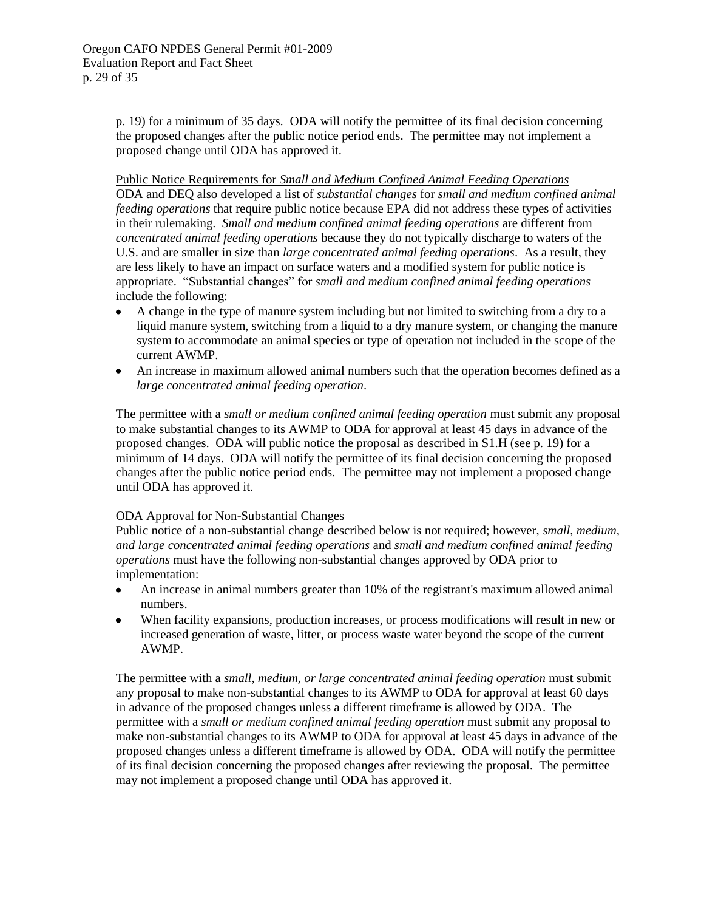p. 19) for a minimum of 35 days. ODA will notify the permittee of its final decision concerning the proposed changes after the public notice period ends. The permittee may not implement a proposed change until ODA has approved it.

Public Notice Requirements for *Small and Medium Confined Animal Feeding Operations*
ODA and DEQ also developed a list of *substantial changes* for *small and medium confined animal feeding operations* that require public notice because EPA did not address these types of activities in their rulemaking. *Small and medium confined animal feeding operations* are different from *concentrated animal feeding operations* because they do not typically discharge to waters of the U.S. and are smaller in size than *large concentrated animal feeding operations*. As a result, they are less likely to have an impact on surface waters and a modified system for public notice is appropriate. "Substantial changes" for *small and medium confined animal feeding operations* include the following:

- A change in the type of manure system including but not limited to switching from a dry to a liquid manure system, switching from a liquid to a dry manure system, or changing the manure system to accommodate an animal species or type of operation not included in the scope of the current AWMP.
- An increase in maximum allowed animal numbers such that the operation becomes defined as a *large concentrated animal feeding operation*.

The permittee with a *small or medium confined animal feeding operation* must submit any proposal to make substantial changes to its AWMP to ODA for approval at least 45 days in advance of the proposed changes. ODA will public notice the proposal as described in S1.H (see p. 19) for a minimum of 14 days. ODA will notify the permittee of its final decision concerning the proposed changes after the public notice period ends. The permittee may not implement a proposed change until ODA has approved it.

ODA Approval for Non-Substantial Changes
Public notice of a non-substantial change described below is not required; however, *small, medium, and large concentrated animal feeding operations* and *small and medium confined animal feeding operations* must have the following non-substantial changes approved by ODA prior to implementation:

- An increase in animal numbers greater than 10% of the registrant's maximum allowed animal numbers.
- When facility expansions, production increases, or process modifications will result in new or increased generation of waste, litter, or process waste water beyond the scope of the current AWMP.

The permittee with a *small, medium, or large concentrated animal feeding operation* must submit any proposal to make non-substantial changes to its AWMP to ODA for approval at least 60 days in advance of the proposed changes unless a different timeframe is allowed by ODA. The permittee with a *small or medium confined animal feeding operation* must submit any proposal to make non-substantial changes to its AWMP to ODA for approval at least 45 days in advance of the proposed changes unless a different timeframe is allowed by ODA. ODA will notify the permittee of its final decision concerning the proposed changes after reviewing the proposal. The permittee may not implement a proposed change until ODA has approved it.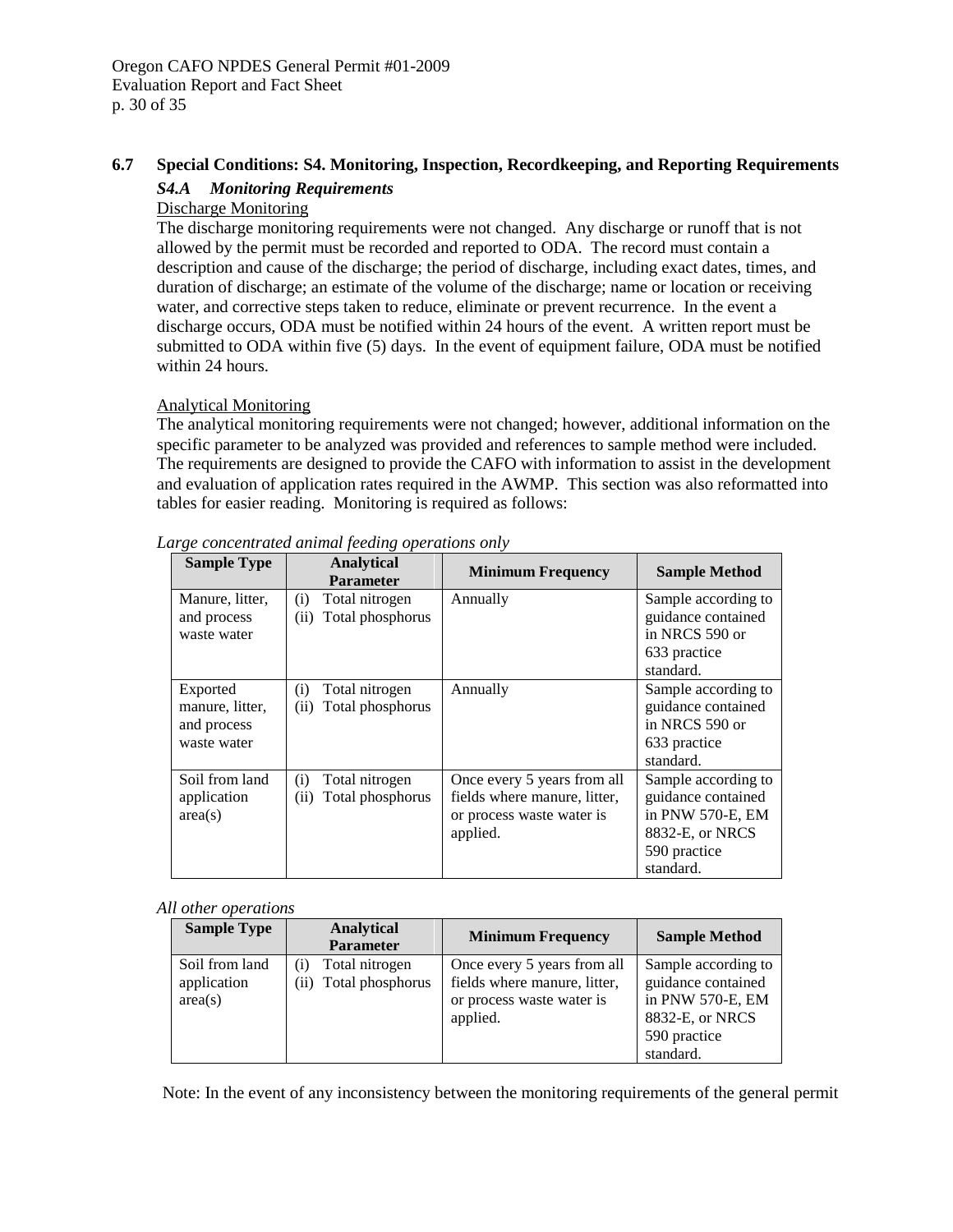## 6.7 Special Conditions: S4. Monitoring, Inspection, Recordkeeping, and Reporting Requirements

### *S4.A Monitoring Requirements*

Discharge Monitoring

The discharge monitoring requirements were not changed. Any discharge or runoff that is not allowed by the permit must be recorded and reported to ODA. The record must contain a description and cause of the discharge; the period of discharge, including exact dates, times, and duration of discharge; an estimate of the volume of the discharge; name or location or receiving water, and corrective steps taken to reduce, eliminate or prevent recurrence. In the event a discharge occurs, ODA must be notified within 24 hours of the event. A written report must be submitted to ODA within five (5) days. In the event of equipment failure, ODA must be notified within 24 hours.

Analytical Monitoring

The analytical monitoring requirements were not changed; however, additional information on the specific parameter to be analyzed was provided and references to sample method were included. The requirements are designed to provide the CAFO with information to assist in the development and evaluation of application rates required in the AWMP. This section was also reformatted into tables for easier reading. Monitoring is required as follows:

*Large concentrated animal feeding operations only*

| Sample Type | Analytical Parameter | Minimum Frequency | Sample Method |
|---|---|---|---|
| Manure, litter, and process waste water | (i) Total nitrogen<br>(ii) Total phosphorus | Annually | Sample according to guidance contained in NRCS 590 or 633 practice standard. |
| Exported manure, litter, and process waste water | (i) Total nitrogen<br>(ii) Total phosphorus | Annually | Sample according to guidance contained in NRCS 590 or 633 practice standard. |
| Soil from land application area(s) | (i) Total nitrogen<br>(ii) Total phosphorus | Once every 5 years from all fields where manure, litter, or process waste water is applied. | Sample according to guidance contained in PNW 570-E, EM 8832-E, or NRCS 590 practice standard. |

*All other operations*

| Sample Type | Analytical Parameter | Minimum Frequency | Sample Method |
|---|---|---|---|
| Soil from land application area(s) | (i) Total nitrogen<br>(ii) Total phosphorus | Once every 5 years from all fields where manure, litter, or process waste water is applied. | Sample according to guidance contained in PNW 570-E, EM 8832-E, or NRCS 590 practice standard. |

Note: In the event of any inconsistency between the monitoring requirements of the general permit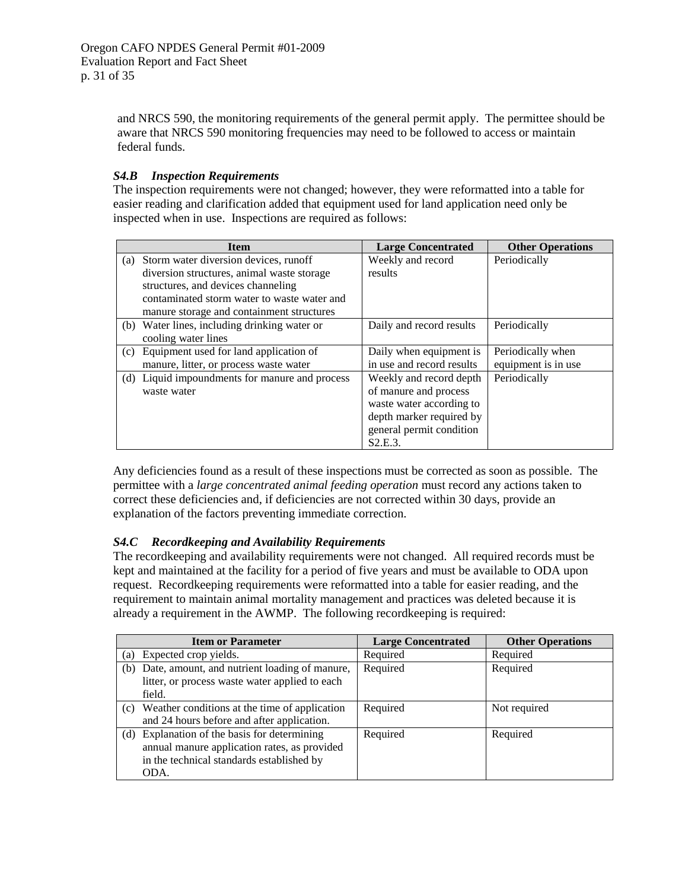and NRCS 590, the monitoring requirements of the general permit apply. The permittee should be aware that NRCS 590 monitoring frequencies may need to be followed to access or maintain federal funds.

### *S4.B Inspection Requirements*

The inspection requirements were not changed; however, they were reformatted into a table for easier reading and clarification added that equipment used for land application need only be inspected when in use. Inspections are required as follows:

| Item | Large Concentrated | Other Operations |
|---|---|---|
| (a) Storm water diversion devices, runoff diversion structures, animal waste storage structures, and devices channeling contaminated storm water to waste water and manure storage and containment structures | Weekly and record results | Periodically |
| (b) Water lines, including drinking water or cooling water lines | Daily and record results | Periodically |
| (c) Equipment used for land application of manure, litter, or process waste water | Daily when equipment is in use and record results | Periodically when equipment is in use |
| (d) Liquid impoundments for manure and process waste water | Weekly and record depth of manure and process waste water according to depth marker required by general permit condition S2.E.3. | Periodically |

Any deficiencies found as a result of these inspections must be corrected as soon as possible. The permittee with a *large concentrated animal feeding operation* must record any actions taken to correct these deficiencies and, if deficiencies are not corrected within 30 days, provide an explanation of the factors preventing immediate correction.

### *S4.C Recordkeeping and Availability Requirements*

The recordkeeping and availability requirements were not changed. All required records must be kept and maintained at the facility for a period of five years and must be available to ODA upon request. Recordkeeping requirements were reformatted into a table for easier reading, and the requirement to maintain animal mortality management and practices was deleted because it is already a requirement in the AWMP. The following recordkeeping is required:

| Item or Parameter | Large Concentrated | Other Operations |
|---|---|---|
| (a) Expected crop yields. | Required | Required |
| (b) Date, amount, and nutrient loading of manure, litter, or process waste water applied to each field. | Required | Required |
| (c) Weather conditions at the time of application and 24 hours before and after application. | Required | Not required |
| (d) Explanation of the basis for determining annual manure application rates, as provided in the technical standards established by ODA. | Required | Required |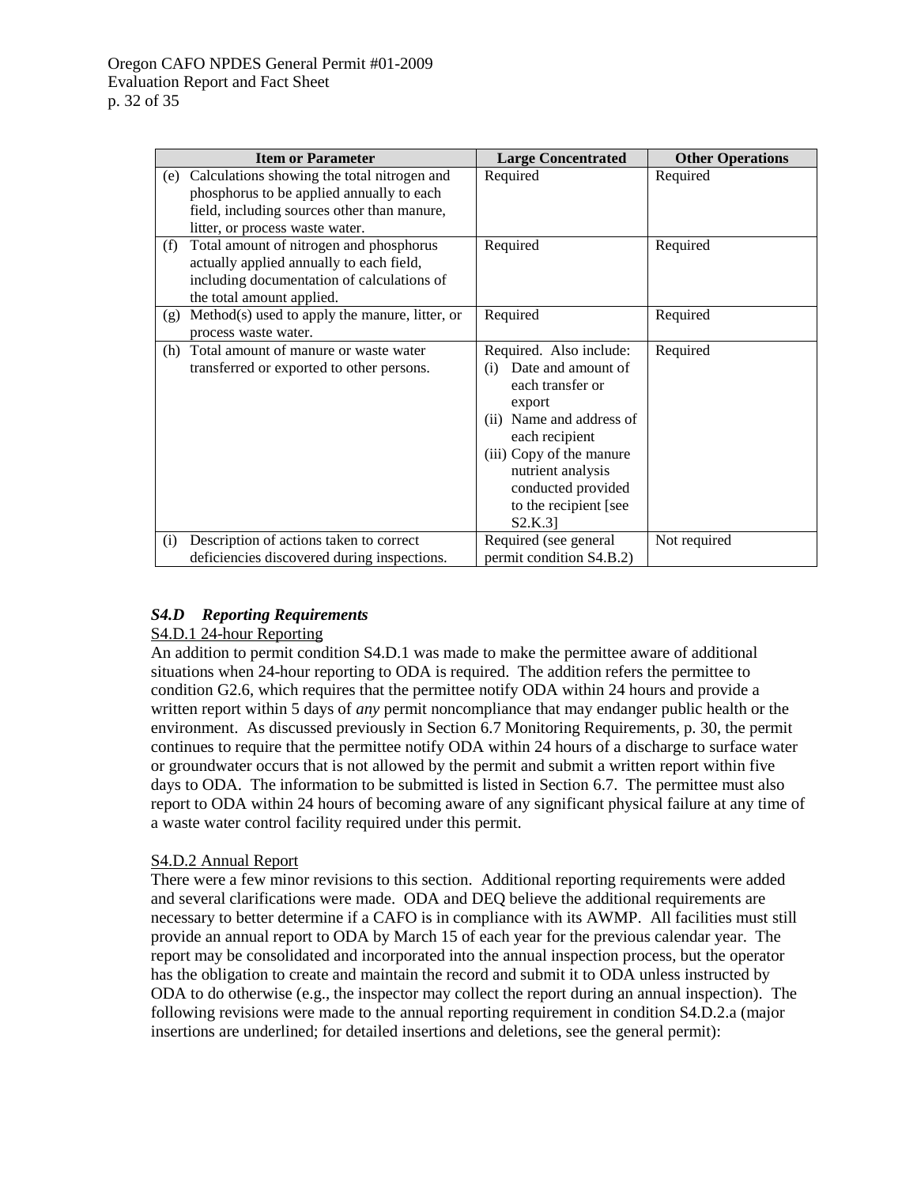| Item or Parameter | Large Concentrated | Other Operations |
| --- | --- | --- |
| (e) Calculations showing the total nitrogen and phosphorus to be applied annually to each field, including sources other than manure, litter, or process waste water. | Required | Required |
| (f) Total amount of nitrogen and phosphorus actually applied annually to each field, including documentation of calculations of the total amount applied. | Required | Required |
| (g) Method(s) used to apply the manure, litter, or process waste water. | Required | Required |
| (h) Total amount of manure or waste water transferred or exported to other persons. | Required. Also include: (i) Date and amount of each transfer or export (ii) Name and address of each recipient (iii) Copy of the manure nutrient analysis conducted provided to the recipient [see S2.K.3] | Required |
| (i) Description of actions taken to correct deficiencies discovered during inspections. | Required (see general permit condition S4.B.2) | Not required |

### *S4.D Reporting Requirements*

S4.D.1 24-hour Reporting

An addition to permit condition S4.D.1 was made to make the permittee aware of additional situations when 24-hour reporting to ODA is required. The addition refers the permittee to condition G2.6, which requires that the permittee notify ODA within 24 hours and provide a written report within 5 days of *any* permit noncompliance that may endanger public health or the environment. As discussed previously in Section 6.7 Monitoring Requirements, p. 30, the permit continues to require that the permittee notify ODA within 24 hours of a discharge to surface water or groundwater occurs that is not allowed by the permit and submit a written report within five days to ODA. The information to be submitted is listed in Section 6.7. The permittee must also report to ODA within 24 hours of becoming aware of any significant physical failure at any time of a waste water control facility required under this permit.

S4.D.2 Annual Report

There were a few minor revisions to this section. Additional reporting requirements were added and several clarifications were made. ODA and DEQ believe the additional requirements are necessary to better determine if a CAFO is in compliance with its AWMP. All facilities must still provide an annual report to ODA by March 15 of each year for the previous calendar year. The report may be consolidated and incorporated into the annual inspection process, but the operator has the obligation to create and maintain the record and submit it to ODA unless instructed by ODA to do otherwise (e.g., the inspector may collect the report during an annual inspection). The following revisions were made to the annual reporting requirement in condition S4.D.2.a (major insertions are underlined; for detailed insertions and deletions, see the general permit):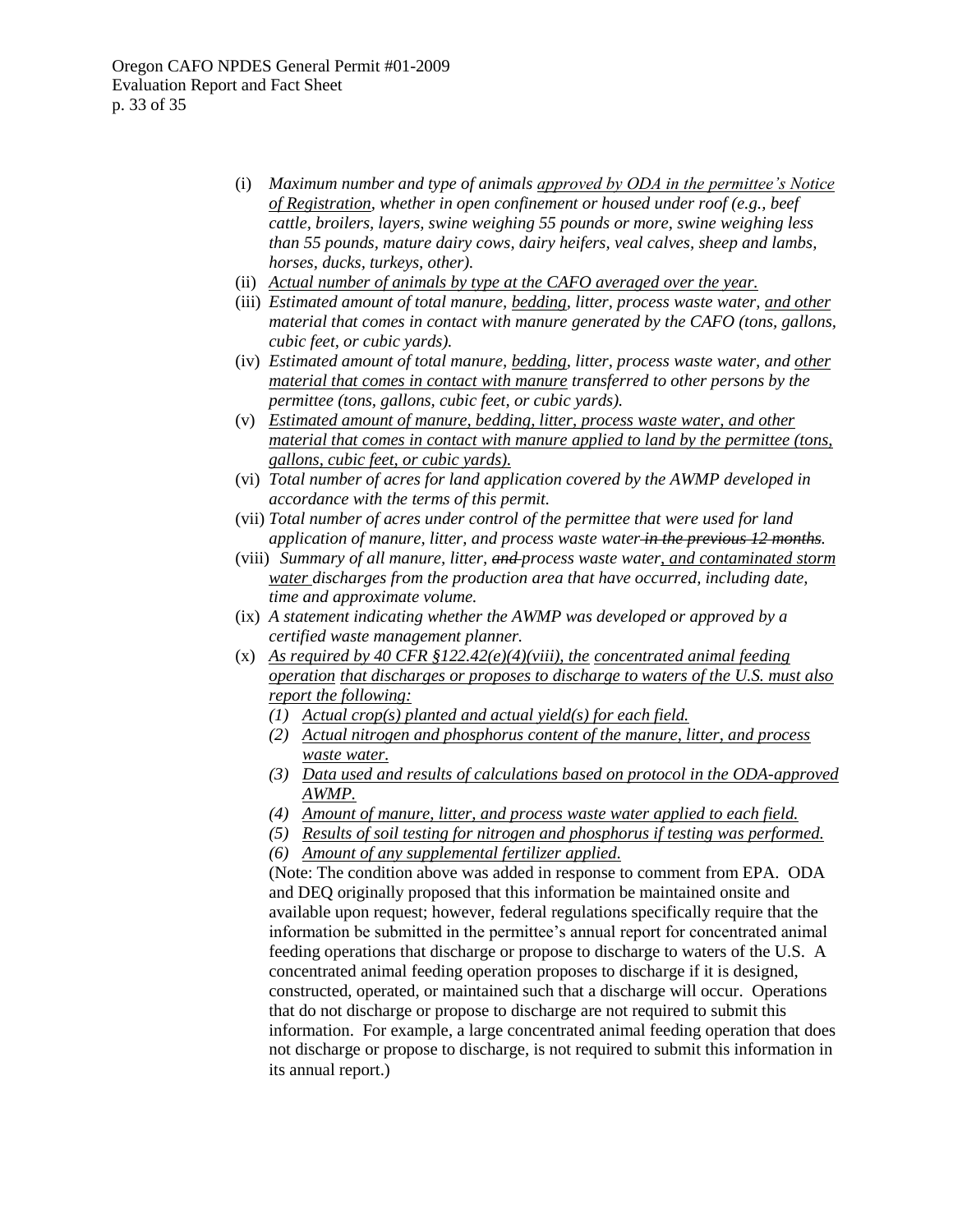(i) *Maximum number and type of animals approved by ODA in the permittee's Notice of Registration, whether in open confinement or housed under roof (e.g., beef cattle, broilers, layers, swine weighing 55 pounds or more, swine weighing less than 55 pounds, mature dairy cows, dairy heifers, veal calves, sheep and lambs, horses, ducks, turkeys, other).*

(ii) *Actual number of animals by type at the CAFO averaged over the year.*

(iii) *Estimated amount of total manure, bedding, litter, process waste water, and other material that comes in contact with manure generated by the CAFO (tons, gallons, cubic feet, or cubic yards).*

(iv) *Estimated amount of total manure, bedding, litter, process waste water, and other material that comes in contact with manure transferred to other persons by the permittee (tons, gallons, cubic feet, or cubic yards).*

(v) *Estimated amount of manure, bedding, litter, process waste water, and other material that comes in contact with manure applied to land by the permittee (tons, gallons, cubic feet, or cubic yards).*

(vi) *Total number of acres for land application covered by the AWMP developed in accordance with the terms of this permit.*

(vii) *Total number of acres under control of the permittee that were used for land application of manure, litter, and process waste water ~~in the previous 12 months~~.*

(viii) *Summary of all manure, litter, ~~and~~ process waste water, and contaminated storm water discharges from the production area that have occurred, including date, time and approximate volume.*

(ix) *A statement indicating whether the AWMP was developed or approved by a certified waste management planner.*

(x) *As required by 40 CFR §122.42(e)(4)(viii), the concentrated animal feeding operation that discharges or proposes to discharge to waters of the U.S. must also report the following:*

   *(1) Actual crop(s) planted and actual yield(s) for each field.*
   
   *(2) Actual nitrogen and phosphorus content of the manure, litter, and process waste water.*
   
   *(3) Data used and results of calculations based on protocol in the ODA-approved AWMP.*
   
   *(4) Amount of manure, litter, and process waste water applied to each field.*
   
   *(5) Results of soil testing for nitrogen and phosphorus if testing was performed.*
   
   *(6) Amount of any supplemental fertilizer applied.*

   (Note: The condition above was added in response to comment from EPA. ODA and DEQ originally proposed that this information be maintained onsite and available upon request; however, federal regulations specifically require that the information be submitted in the permittee's annual report for concentrated animal feeding operations that discharge or propose to discharge to waters of the U.S. A concentrated animal feeding operation proposes to discharge if it is designed, constructed, operated, or maintained such that a discharge will occur. Operations that do not discharge or propose to discharge are not required to submit this information. For example, a large concentrated animal feeding operation that does not discharge or propose to discharge, is not required to submit this information in its annual report.)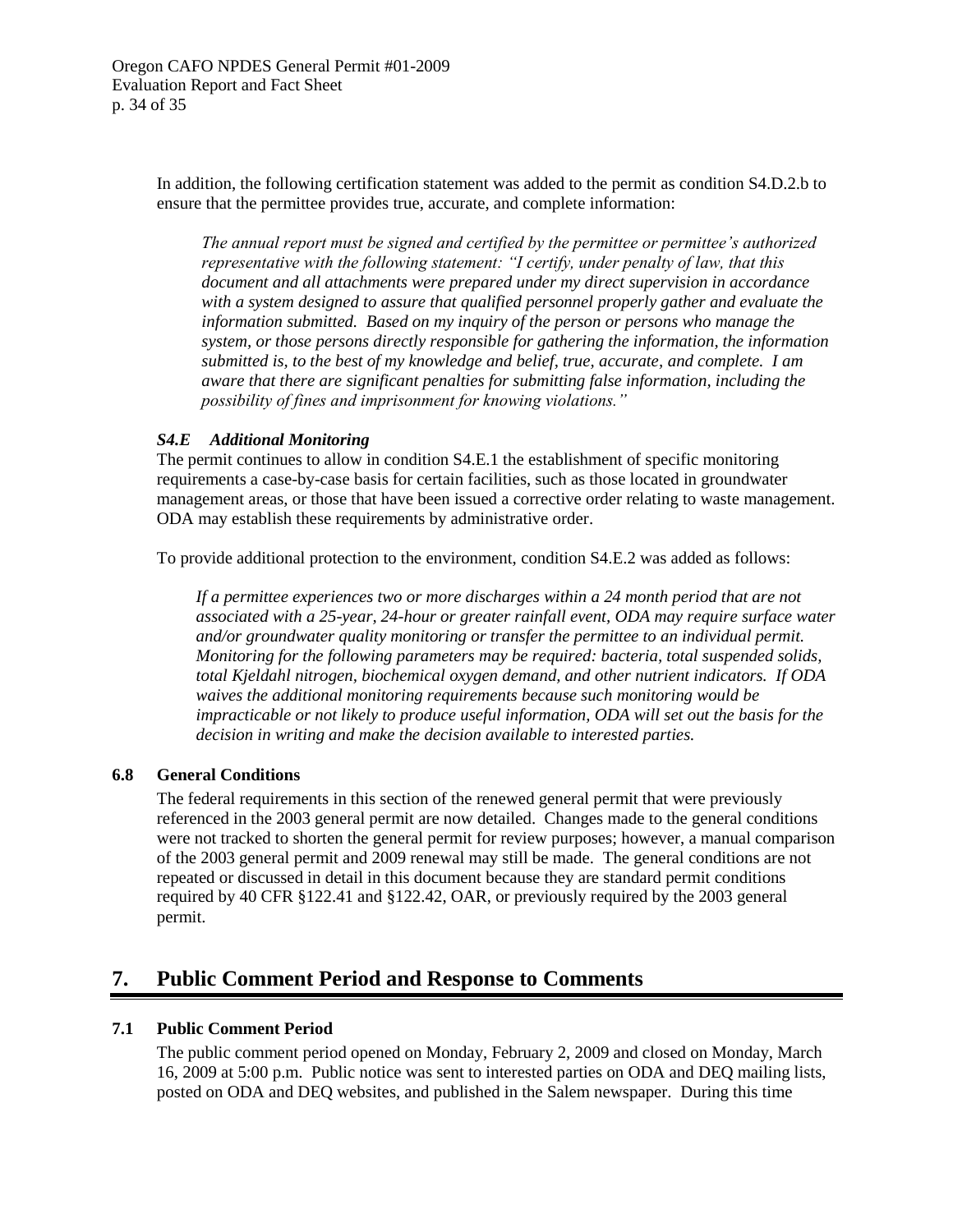In addition, the following certification statement was added to the permit as condition S4.D.2.b to ensure that the permittee provides true, accurate, and complete information:

> *The annual report must be signed and certified by the permittee or permittee's authorized representative with the following statement: "I certify, under penalty of law, that this document and all attachments were prepared under my direct supervision in accordance with a system designed to assure that qualified personnel properly gather and evaluate the information submitted. Based on my inquiry of the person or persons who manage the system, or those persons directly responsible for gathering the information, the information submitted is, to the best of my knowledge and belief, true, accurate, and complete. I am aware that there are significant penalties for submitting false information, including the possibility of fines and imprisonment for knowing violations."*

#### *S4.E Additional Monitoring*

The permit continues to allow in condition S4.E.1 the establishment of specific monitoring requirements a case-by-case basis for certain facilities, such as those located in groundwater management areas, or those that have been issued a corrective order relating to waste management. ODA may establish these requirements by administrative order.

To provide additional protection to the environment, condition S4.E.2 was added as follows:

> *If a permittee experiences two or more discharges within a 24 month period that are not associated with a 25-year, 24-hour or greater rainfall event, ODA may require surface water and/or groundwater quality monitoring or transfer the permittee to an individual permit. Monitoring for the following parameters may be required: bacteria, total suspended solids, total Kjeldahl nitrogen, biochemical oxygen demand, and other nutrient indicators. If ODA waives the additional monitoring requirements because such monitoring would be impracticable or not likely to produce useful information, ODA will set out the basis for the decision in writing and make the decision available to interested parties.*

### 6.8 General Conditions

The federal requirements in this section of the renewed general permit that were previously referenced in the 2003 general permit are now detailed. Changes made to the general conditions were not tracked to shorten the general permit for review purposes; however, a manual comparison of the 2003 general permit and 2009 renewal may still be made. The general conditions are not repeated or discussed in detail in this document because they are standard permit conditions required by 40 CFR §122.41 and §122.42, OAR, or previously required by the 2003 general permit.

## 7. Public Comment Period and Response to Comments

### 7.1 Public Comment Period

The public comment period opened on Monday, February 2, 2009 and closed on Monday, March 16, 2009 at 5:00 p.m. Public notice was sent to interested parties on ODA and DEQ mailing lists, posted on ODA and DEQ websites, and published in the Salem newspaper. During this time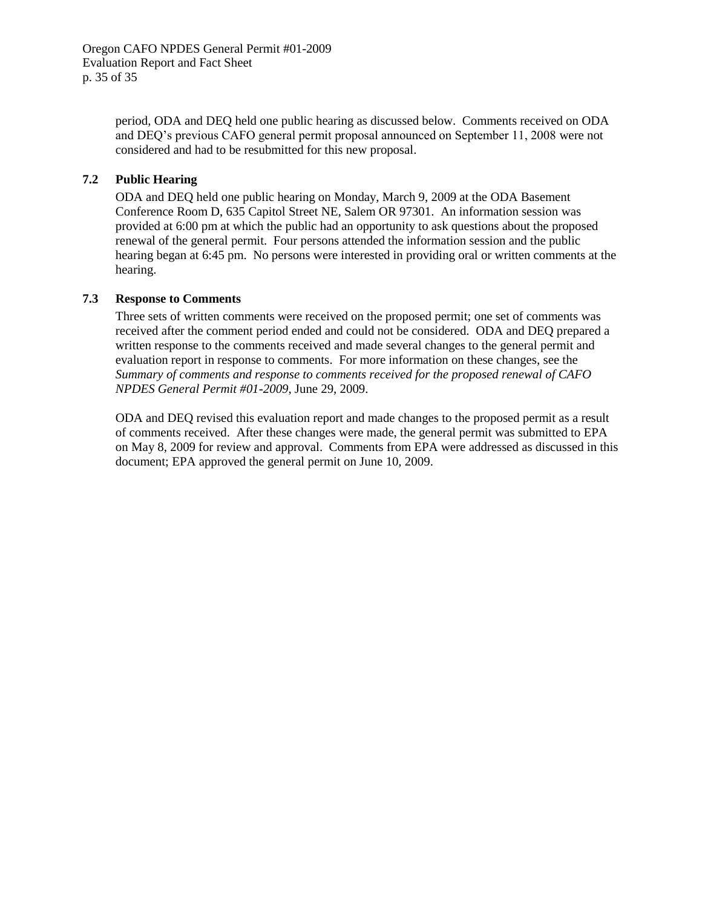period, ODA and DEQ held one public hearing as discussed below. Comments received on ODA and DEQ's previous CAFO general permit proposal announced on September 11, 2008 were not considered and had to be resubmitted for this new proposal.

### 7.2 Public Hearing

ODA and DEQ held one public hearing on Monday, March 9, 2009 at the ODA Basement Conference Room D, 635 Capitol Street NE, Salem OR 97301. An information session was provided at 6:00 pm at which the public had an opportunity to ask questions about the proposed renewal of the general permit. Four persons attended the information session and the public hearing began at 6:45 pm. No persons were interested in providing oral or written comments at the hearing.

### 7.3 Response to Comments

Three sets of written comments were received on the proposed permit; one set of comments was received after the comment period ended and could not be considered. ODA and DEQ prepared a written response to the comments received and made several changes to the general permit and evaluation report in response to comments. For more information on these changes, see the *Summary of comments and response to comments received for the proposed renewal of CAFO NPDES General Permit #01-2009*, June 29, 2009.

ODA and DEQ revised this evaluation report and made changes to the proposed permit as a result of comments received. After these changes were made, the general permit was submitted to EPA on May 8, 2009 for review and approval. Comments from EPA were addressed as discussed in this document; EPA approved the general permit on June 10, 2009.